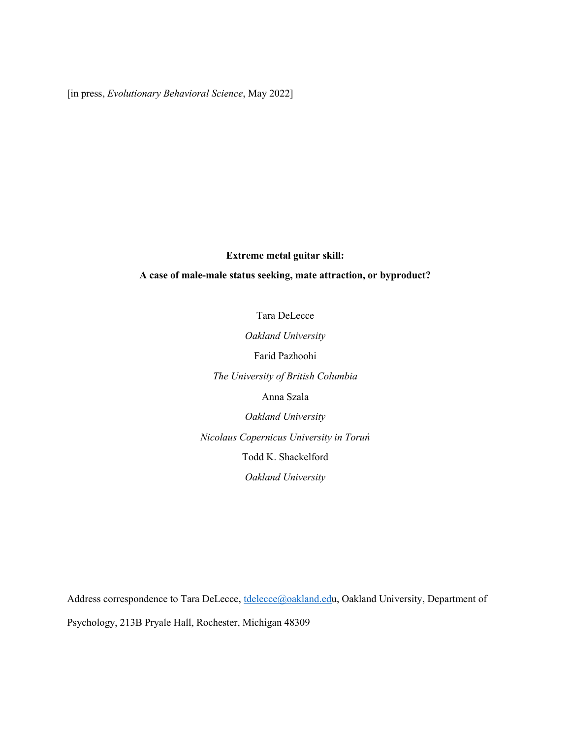[in press, *Evolutionary Behavioral Science*, May 2022]

# Extreme metal guitar skill:

# A case of male-male status seeking, mate attraction, or byproduct?

Tara DeLecce

*Oakland University*

Farid Pazhoohi

*The University of British Columbia*

Anna Szala

*Oakland University*

*Nicolaus Copernicus University in Toruń*

Todd K. Shackelford

*Oakland University*

Address correspondence to Tara DeLecce, tdelecce@oakland.edu, Oakland University, Department of Psychology, 213B Pryale Hall, Rochester, Michigan 48309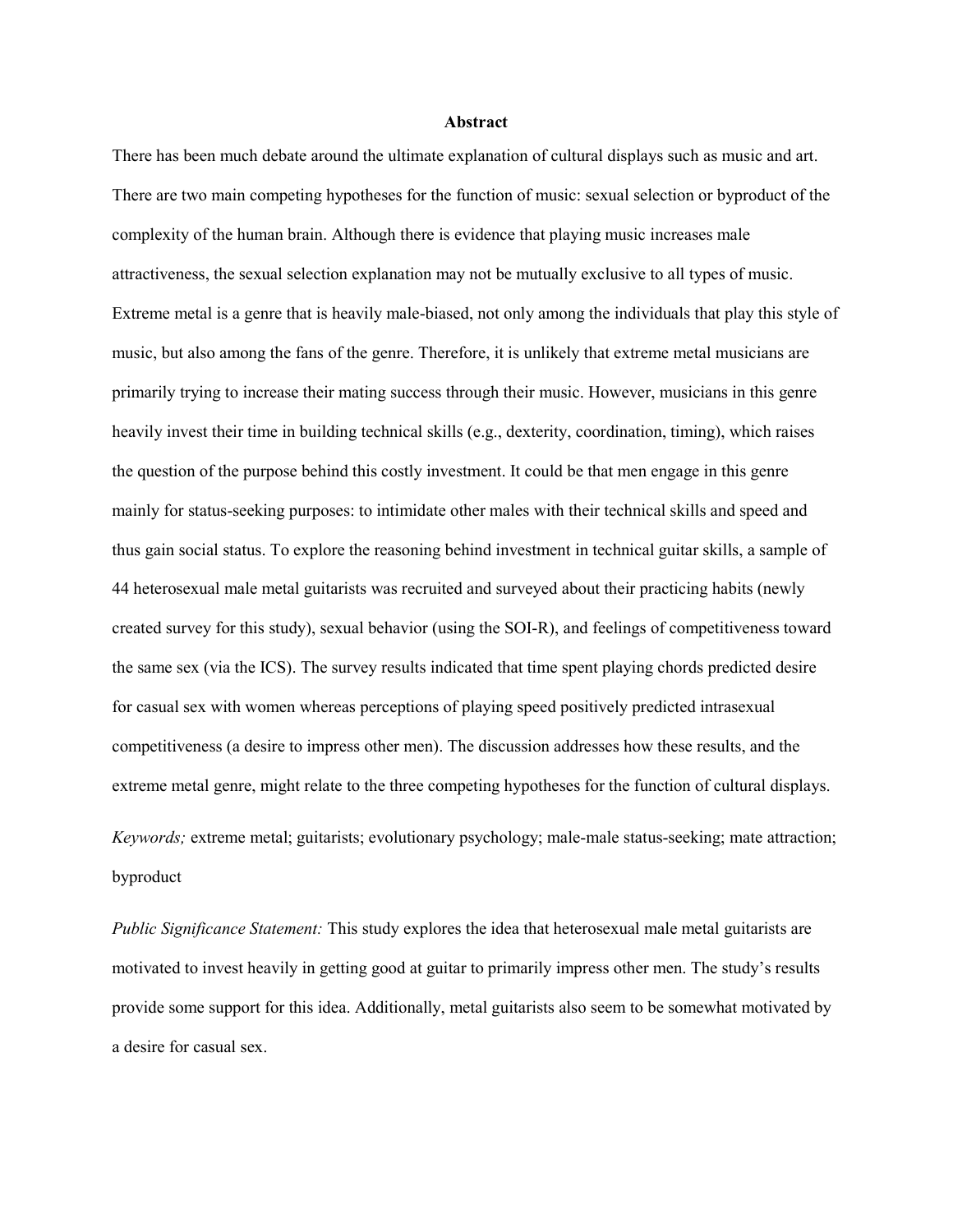## Abstract

There has been much debate around the ultimate explanation of cultural displays such as music and art. There are two main competing hypotheses for the function of music: sexual selection or byproduct of the complexity of the human brain. Although there is evidence that playing music increases male attractiveness, the sexual selection explanation may not be mutually exclusive to all types of music. Extreme metal is a genre that is heavily male-biased, not only among the individuals that play this style of music, but also among the fans of the genre. Therefore, it is unlikely that extreme metal musicians are primarily trying to increase their mating success through their music. However, musicians in this genre heavily invest their time in building technical skills (e.g., dexterity, coordination, timing), which raises the question of the purpose behind this costly investment. It could be that men engage in this genre mainly for status-seeking purposes: to intimidate other males with their technical skills and speed and thus gain social status. To explore the reasoning behind investment in technical guitar skills, a sample of 44 heterosexual male metal guitarists was recruited and surveyed about their practicing habits (newly created survey for this study), sexual behavior (using the SOI-R), and feelings of competitiveness toward the same sex (via the ICS). The survey results indicated that time spent playing chords predicted desire for casual sex with women whereas perceptions of playing speed positively predicted intrasexual competitiveness (a desire to impress other men). The discussion addresses how these results, and the extreme metal genre, might relate to the three competing hypotheses for the function of cultural displays.

*Keywords;* extreme metal; guitarists; evolutionary psychology; male-male status-seeking; mate attraction; byproduct

*Public Significance Statement:* This study explores the idea that heterosexual male metal guitarists are motivated to invest heavily in getting good at guitar to primarily impress other men. The study's results provide some support for this idea. Additionally, metal guitarists also seem to be somewhat motivated by a desire for casual sex.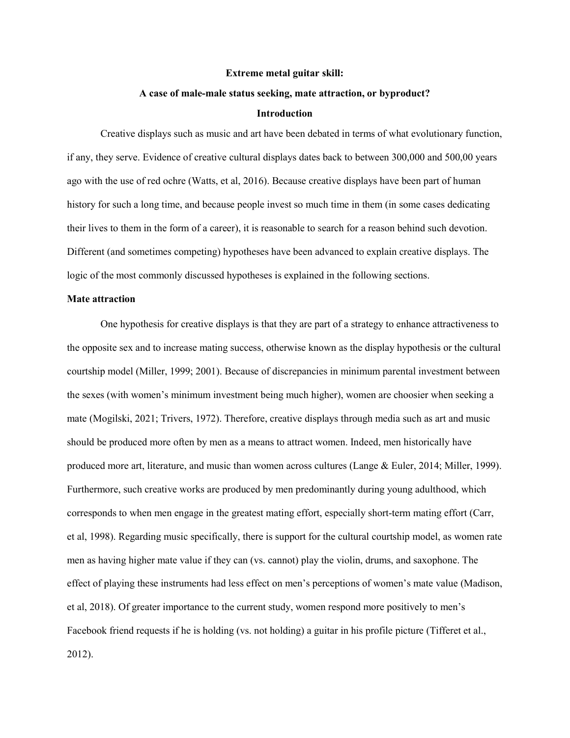**Extreme metal guitar skill:**

**A case of male-male status seeking, mate attraction, or byproduct?**

## Introduction

Creative displays such as music and art have been debated in terms of what evolutionary function, if any, they serve. Evidence of creative cultural displays dates back to between 300,000 and 500,00 years ago with the use of red ochre (Watts, et al, 2016). Because creative displays have been part of human history for such a long time, and because people invest so much time in them (in some cases dedicating their lives to them in the form of a career), it is reasonable to search for a reason behind such devotion. Different (and sometimes competing) hypotheses have been advanced to explain creative displays. The logic of the most commonly discussed hypotheses is explained in the following sections.

### Mate attraction

One hypothesis for creative displays is that they are part of a strategy to enhance attractiveness to the opposite sex and to increase mating success, otherwise known as the display hypothesis or the cultural courtship model (Miller, 1999; 2001). Because of discrepancies in minimum parental investment between the sexes (with women's minimum investment being much higher), women are choosier when seeking a mate (Mogilski, 2021; Trivers, 1972). Therefore, creative displays through media such as art and music should be produced more often by men as a means to attract women. Indeed, men historically have produced more art, literature, and music than women across cultures (Lange & Euler, 2014; Miller, 1999). Furthermore, such creative works are produced by men predominantly during young adulthood, which corresponds to when men engage in the greatest mating effort, especially short-term mating effort (Carr, et al, 1998). Regarding music specifically, there is support for the cultural courtship model, as women rate men as having higher mate value if they can (vs. cannot) play the violin, drums, and saxophone. The effect of playing these instruments had less effect on men's perceptions of women's mate value (Madison, et al, 2018). Of greater importance to the current study, women respond more positively to men's Facebook friend requests if he is holding (vs. not holding) a guitar in his profile picture (Tifferet et al., 2012).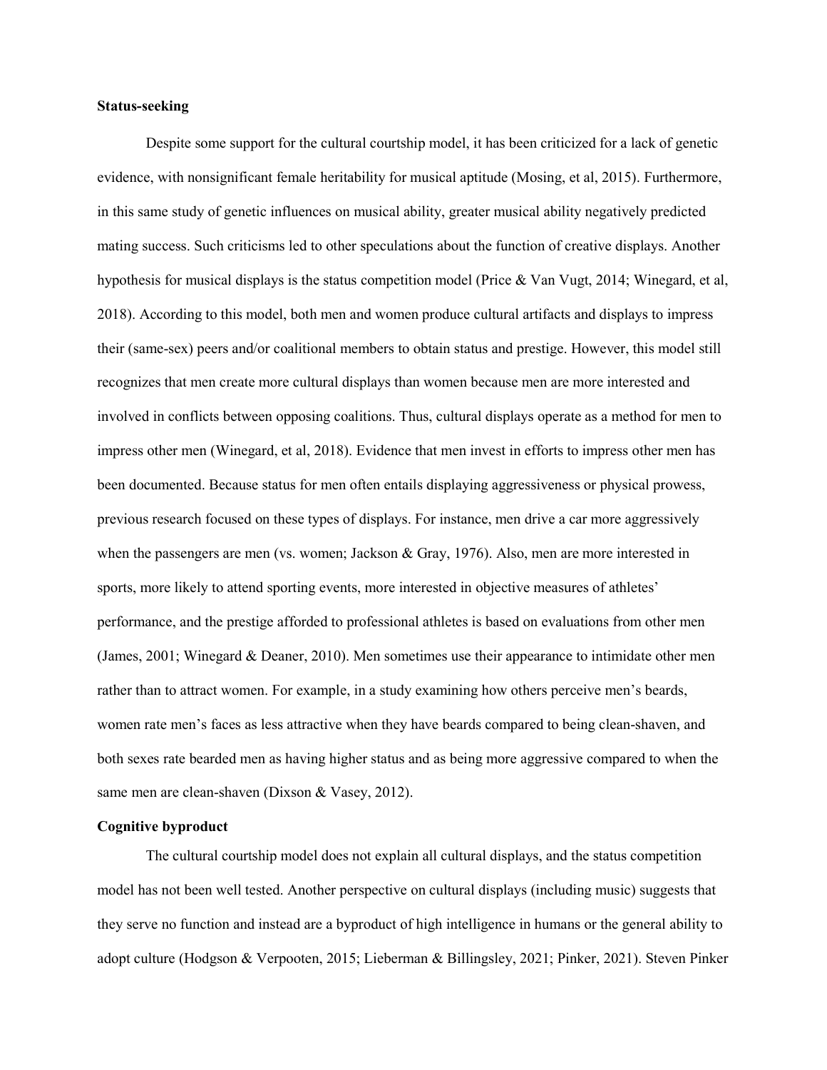**Status-seeking**

Despite some support for the cultural courtship model, it has been criticized for a lack of genetic evidence, with nonsignificant female heritability for musical aptitude (Mosing, et al, 2015). Furthermore, in this same study of genetic influences on musical ability, greater musical ability negatively predicted mating success. Such criticisms led to other speculations about the function of creative displays. Another hypothesis for musical displays is the status competition model (Price & Van Vugt, 2014; Winegard, et al, 2018). According to this model, both men and women produce cultural artifacts and displays to impress their (same-sex) peers and/or coalitional members to obtain status and prestige. However, this model still recognizes that men create more cultural displays than women because men are more interested and involved in conflicts between opposing coalitions. Thus, cultural displays operate as a method for men to impress other men (Winegard, et al, 2018). Evidence that men invest in efforts to impress other men has been documented. Because status for men often entails displaying aggressiveness or physical prowess, previous research focused on these types of displays. For instance, men drive a car more aggressively when the passengers are men (vs. women; Jackson & Gray, 1976). Also, men are more interested in sports, more likely to attend sporting events, more interested in objective measures of athletes' performance, and the prestige afforded to professional athletes is based on evaluations from other men (James, 2001; Winegard & Deaner, 2010). Men sometimes use their appearance to intimidate other men rather than to attract women. For example, in a study examining how others perceive men's beards, women rate men's faces as less attractive when they have beards compared to being clean-shaven, and both sexes rate bearded men as having higher status and as being more aggressive compared to when the same men are clean-shaven (Dixson & Vasey, 2012).

**Cognitive byproduct**

The cultural courtship model does not explain all cultural displays, and the status competition model has not been well tested. Another perspective on cultural displays (including music) suggests that they serve no function and instead are a byproduct of high intelligence in humans or the general ability to adopt culture (Hodgson & Verpooten, 2015; Lieberman & Billingsley, 2021; Pinker, 2021). Steven Pinker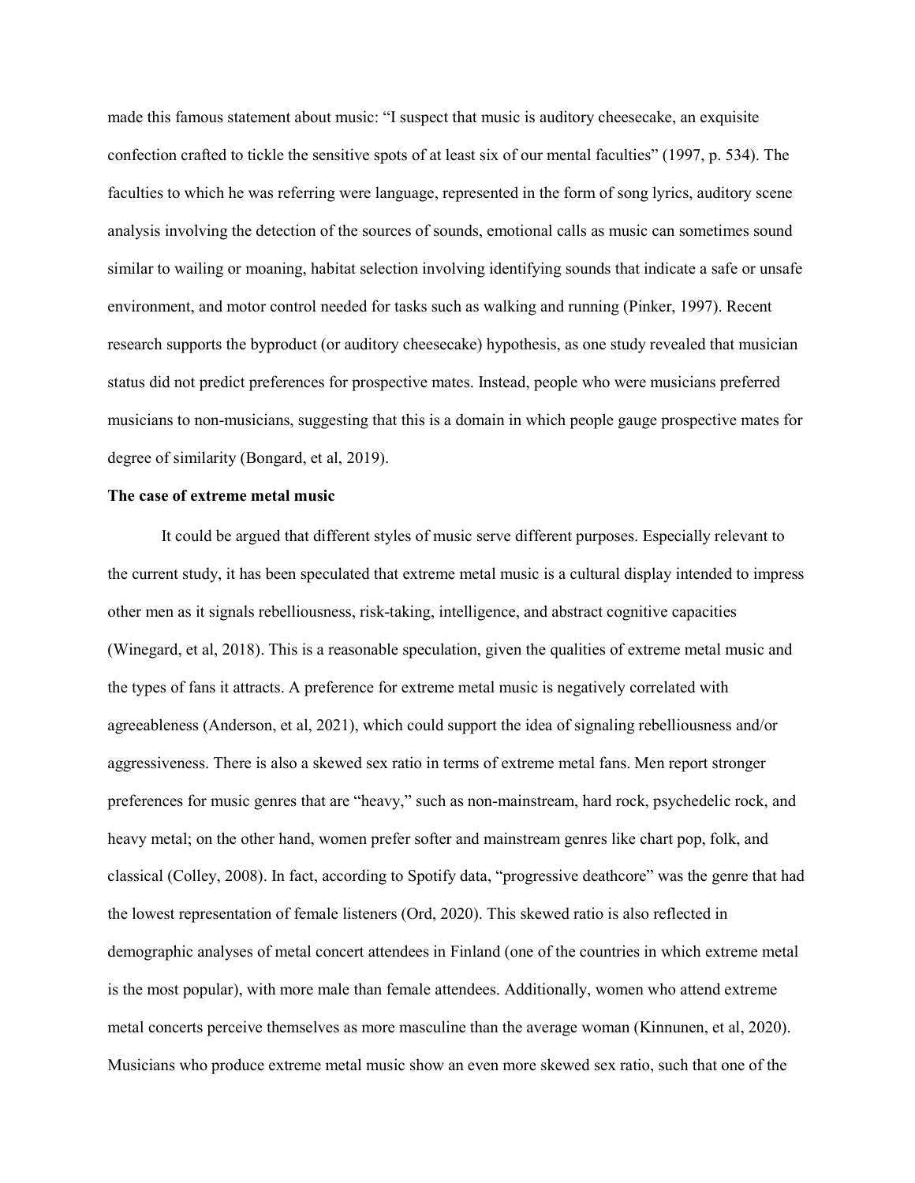made this famous statement about music: "I suspect that music is auditory cheesecake, an exquisite confection crafted to tickle the sensitive spots of at least six of our mental faculties" (1997, p. 534). The faculties to which he was referring were language, represented in the form of song lyrics, auditory scene analysis involving the detection of the sources of sounds, emotional calls as music can sometimes sound similar to wailing or moaning, habitat selection involving identifying sounds that indicate a safe or unsafe environment, and motor control needed for tasks such as walking and running (Pinker, 1997). Recent research supports the byproduct (or auditory cheesecake) hypothesis, as one study revealed that musician status did not predict preferences for prospective mates. Instead, people who were musicians preferred musicians to non-musicians, suggesting that this is a domain in which people gauge prospective mates for degree of similarity (Bongard, et al, 2019).

**The case of extreme metal music**

It could be argued that different styles of music serve different purposes. Especially relevant to the current study, it has been speculated that extreme metal music is a cultural display intended to impress other men as it signals rebelliousness, risk-taking, intelligence, and abstract cognitive capacities (Winegard, et al, 2018). This is a reasonable speculation, given the qualities of extreme metal music and the types of fans it attracts. A preference for extreme metal music is negatively correlated with agreeableness (Anderson, et al, 2021), which could support the idea of signaling rebelliousness and/or aggressiveness. There is also a skewed sex ratio in terms of extreme metal fans. Men report stronger preferences for music genres that are "heavy," such as non-mainstream, hard rock, psychedelic rock, and heavy metal; on the other hand, women prefer softer and mainstream genres like chart pop, folk, and classical (Colley, 2008). In fact, according to Spotify data, "progressive deathcore" was the genre that had the lowest representation of female listeners (Ord, 2020). This skewed ratio is also reflected in demographic analyses of metal concert attendees in Finland (one of the countries in which extreme metal is the most popular), with more male than female attendees. Additionally, women who attend extreme metal concerts perceive themselves as more masculine than the average woman (Kinnunen, et al, 2020). Musicians who produce extreme metal music show an even more skewed sex ratio, such that one of the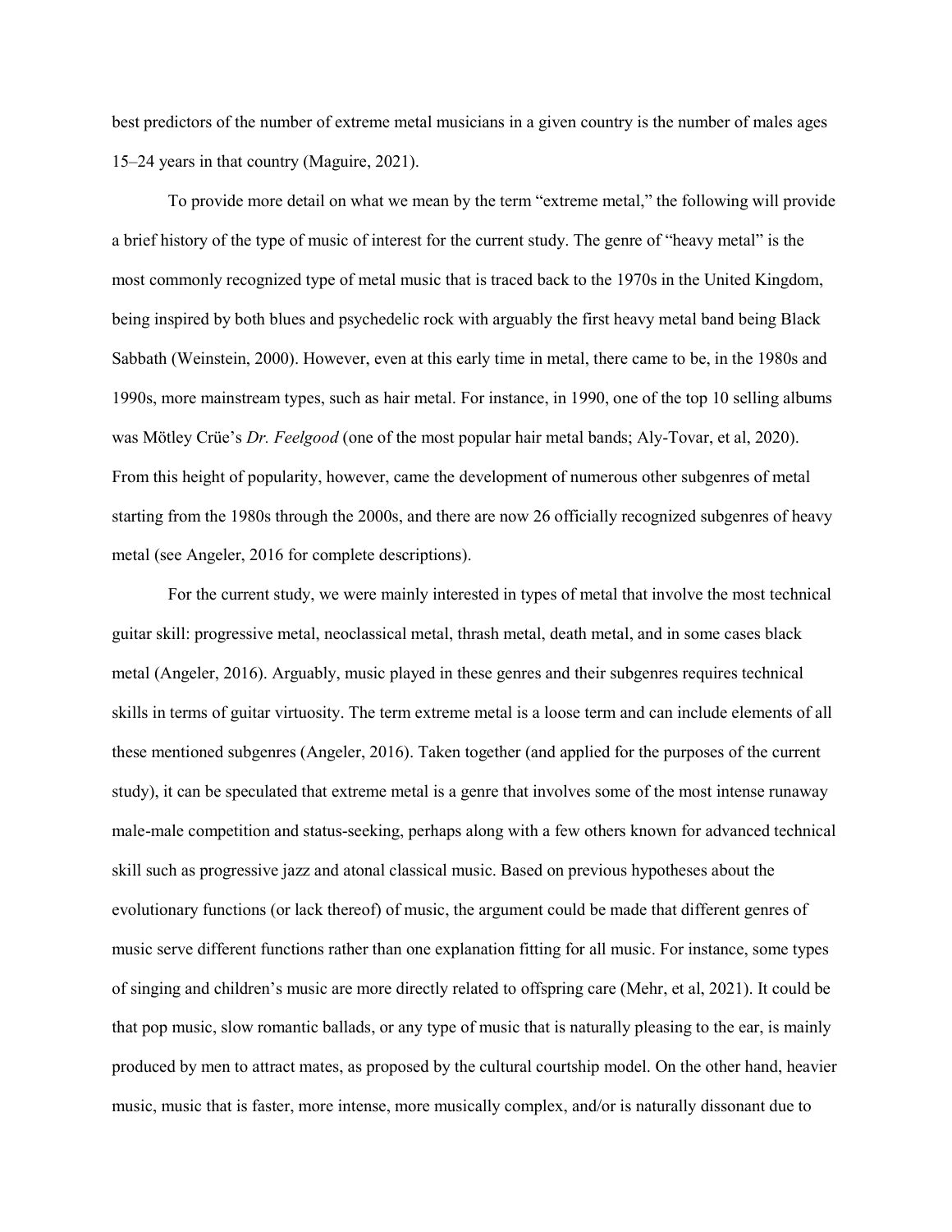best predictors of the number of extreme metal musicians in a given country is the number of males ages 15–24 years in that country (Maguire, 2021).

To provide more detail on what we mean by the term "extreme metal," the following will provide a brief history of the type of music of interest for the current study. The genre of "heavy metal" is the most commonly recognized type of metal music that is traced back to the 1970s in the United Kingdom, being inspired by both blues and psychedelic rock with arguably the first heavy metal band being Black Sabbath (Weinstein, 2000). However, even at this early time in metal, there came to be, in the 1980s and 1990s, more mainstream types, such as hair metal. For instance, in 1990, one of the top 10 selling albums was Mötley Crüe's *Dr. Feelgood* (one of the most popular hair metal bands; Aly-Tovar, et al, 2020). From this height of popularity, however, came the development of numerous other subgenres of metal starting from the 1980s through the 2000s, and there are now 26 officially recognized subgenres of heavy metal (see Angeler, 2016 for complete descriptions).

For the current study, we were mainly interested in types of metal that involve the most technical guitar skill: progressive metal, neoclassical metal, thrash metal, death metal, and in some cases black metal (Angeler, 2016). Arguably, music played in these genres and their subgenres requires technical skills in terms of guitar virtuosity. The term extreme metal is a loose term and can include elements of all these mentioned subgenres (Angeler, 2016). Taken together (and applied for the purposes of the current study), it can be speculated that extreme metal is a genre that involves some of the most intense runaway male-male competition and status-seeking, perhaps along with a few others known for advanced technical skill such as progressive jazz and atonal classical music. Based on previous hypotheses about the evolutionary functions (or lack thereof) of music, the argument could be made that different genres of music serve different functions rather than one explanation fitting for all music. For instance, some types of singing and children's music are more directly related to offspring care (Mehr, et al, 2021). It could be that pop music, slow romantic ballads, or any type of music that is naturally pleasing to the ear, is mainly produced by men to attract mates, as proposed by the cultural courtship model. On the other hand, heavier music, music that is faster, more intense, more musically complex, and/or is naturally dissonant due to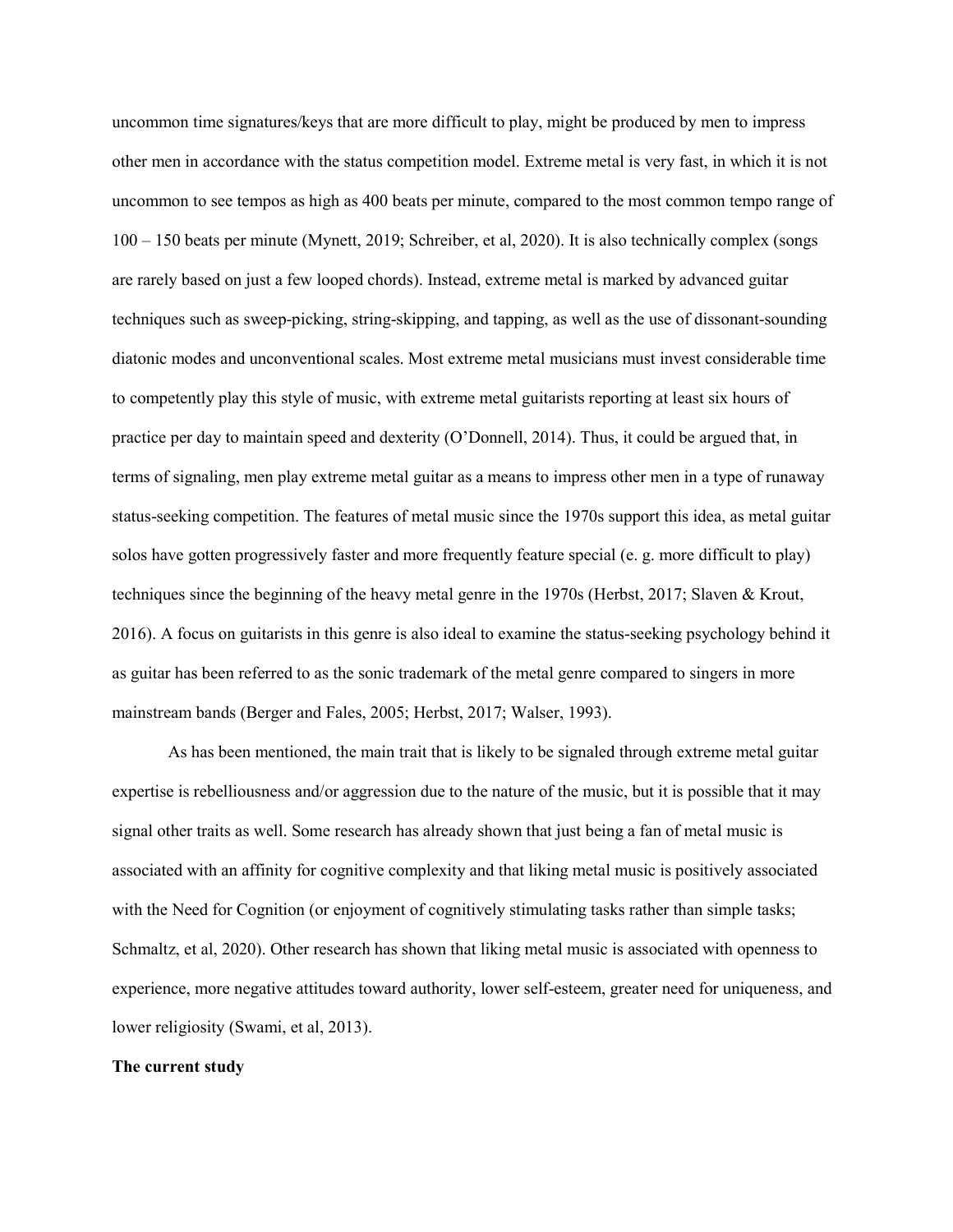uncommon time signatures/keys that are more difficult to play, might be produced by men to impress other men in accordance with the status competition model. Extreme metal is very fast, in which it is not uncommon to see tempos as high as 400 beats per minute, compared to the most common tempo range of 100 – 150 beats per minute (Mynett, 2019; Schreiber, et al, 2020). It is also technically complex (songs are rarely based on just a few looped chords). Instead, extreme metal is marked by advanced guitar techniques such as sweep-picking, string-skipping, and tapping, as well as the use of dissonant-sounding diatonic modes and unconventional scales. Most extreme metal musicians must invest considerable time to competently play this style of music, with extreme metal guitarists reporting at least six hours of practice per day to maintain speed and dexterity (O'Donnell, 2014). Thus, it could be argued that, in terms of signaling, men play extreme metal guitar as a means to impress other men in a type of runaway status-seeking competition. The features of metal music since the 1970s support this idea, as metal guitar solos have gotten progressively faster and more frequently feature special (e. g. more difficult to play) techniques since the beginning of the heavy metal genre in the 1970s (Herbst, 2017; Slaven & Krout, 2016). A focus on guitarists in this genre is also ideal to examine the status-seeking psychology behind it as guitar has been referred to as the sonic trademark of the metal genre compared to singers in more mainstream bands (Berger and Fales, 2005; Herbst, 2017; Walser, 1993).

As has been mentioned, the main trait that is likely to be signaled through extreme metal guitar expertise is rebelliousness and/or aggression due to the nature of the music, but it is possible that it may signal other traits as well. Some research has already shown that just being a fan of metal music is associated with an affinity for cognitive complexity and that liking metal music is positively associated with the Need for Cognition (or enjoyment of cognitively stimulating tasks rather than simple tasks; Schmaltz, et al, 2020). Other research has shown that liking metal music is associated with openness to experience, more negative attitudes toward authority, lower self-esteem, greater need for uniqueness, and lower religiosity (Swami, et al, 2013).

**The current study**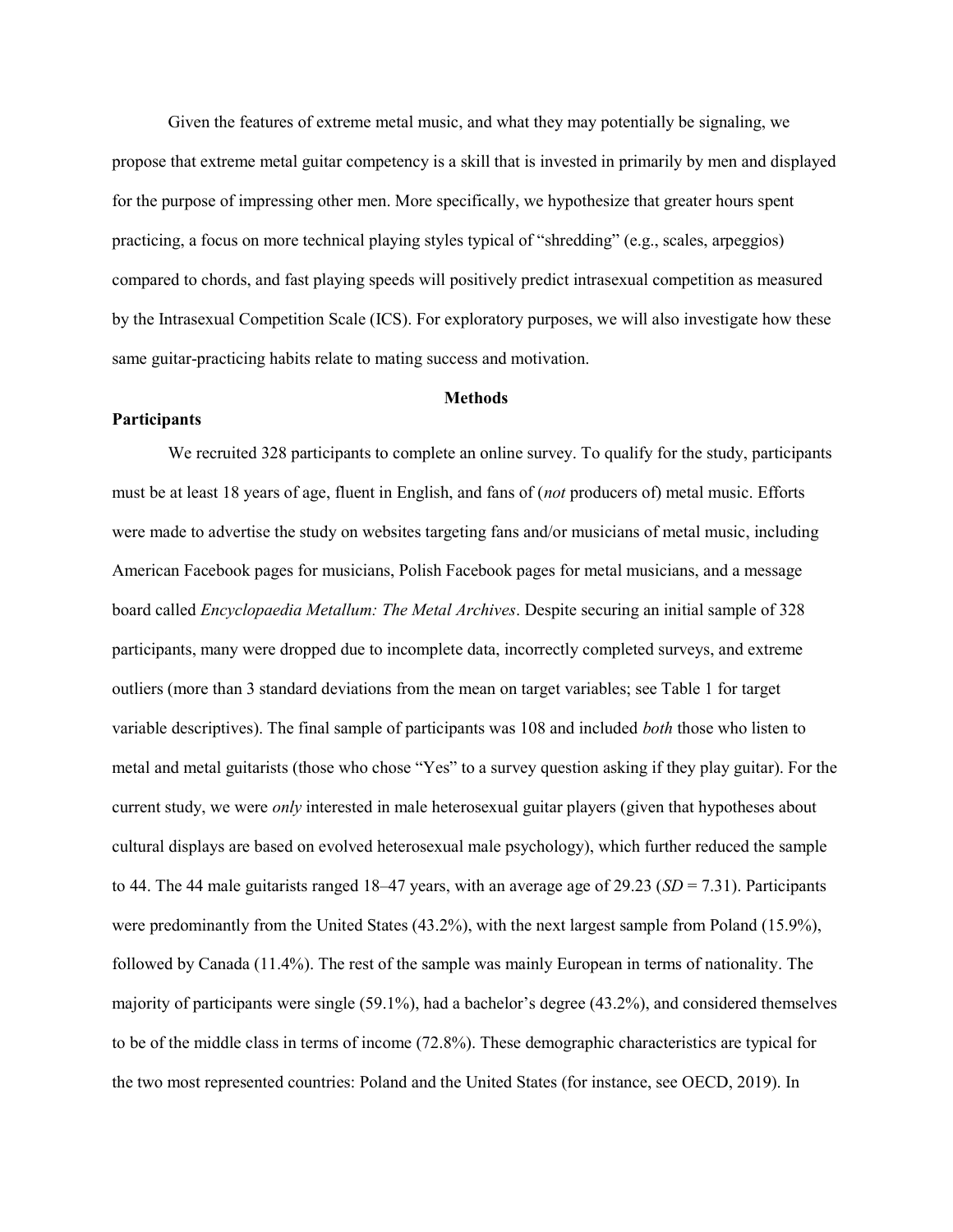Given the features of extreme metal music, and what they may potentially be signaling, we propose that extreme metal guitar competency is a skill that is invested in primarily by men and displayed for the purpose of impressing other men. More specifically, we hypothesize that greater hours spent practicing, a focus on more technical playing styles typical of "shredding" (e.g., scales, arpeggios) compared to chords, and fast playing speeds will positively predict intrasexual competition as measured by the Intrasexual Competition Scale (ICS). For exploratory purposes, we will also investigate how these same guitar-practicing habits relate to mating success and motivation.

## Methods

### Participants

We recruited 328 participants to complete an online survey. To qualify for the study, participants must be at least 18 years of age, fluent in English, and fans of (*not* producers of) metal music. Efforts were made to advertise the study on websites targeting fans and/or musicians of metal music, including American Facebook pages for musicians, Polish Facebook pages for metal musicians, and a message board called *Encyclopaedia Metallum: The Metal Archives*. Despite securing an initial sample of 328 participants, many were dropped due to incomplete data, incorrectly completed surveys, and extreme outliers (more than 3 standard deviations from the mean on target variables; see Table 1 for target variable descriptives). The final sample of participants was 108 and included *both* those who listen to metal and metal guitarists (those who chose "Yes" to a survey question asking if they play guitar). For the current study, we were *only* interested in male heterosexual guitar players (given that hypotheses about cultural displays are based on evolved heterosexual male psychology), which further reduced the sample to 44. The 44 male guitarists ranged 18–47 years, with an average age of 29.23 (*SD* = 7.31). Participants were predominantly from the United States (43.2%), with the next largest sample from Poland (15.9%), followed by Canada (11.4%). The rest of the sample was mainly European in terms of nationality. The majority of participants were single (59.1%), had a bachelor's degree (43.2%), and considered themselves to be of the middle class in terms of income (72.8%). These demographic characteristics are typical for the two most represented countries: Poland and the United States (for instance, see OECD, 2019). In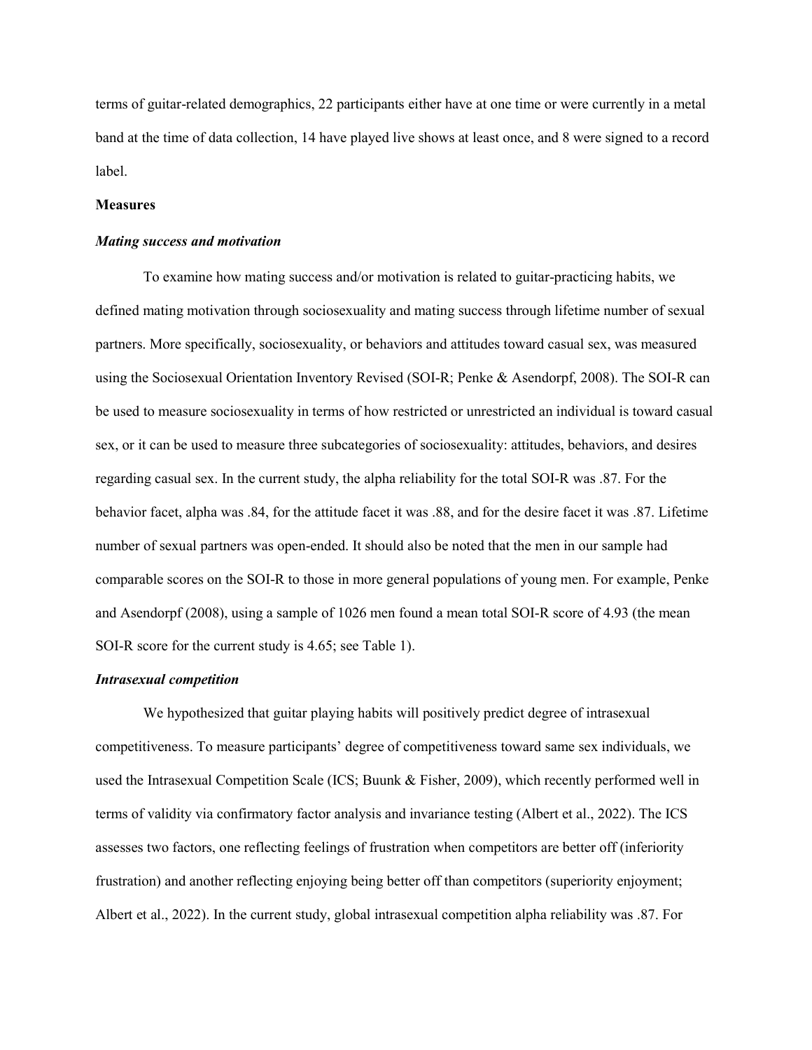terms of guitar-related demographics, 22 participants either have at one time or were currently in a metal band at the time of data collection, 14 have played live shows at least once, and 8 were signed to a record label.

**Measures**

***Mating success and motivation***

To examine how mating success and/or motivation is related to guitar-practicing habits, we defined mating motivation through sociosexuality and mating success through lifetime number of sexual partners. More specifically, sociosexuality, or behaviors and attitudes toward casual sex, was measured using the Sociosexual Orientation Inventory Revised (SOI-R; Penke & Asendorpf, 2008). The SOI-R can be used to measure sociosexuality in terms of how restricted or unrestricted an individual is toward casual sex, or it can be used to measure three subcategories of sociosexuality: attitudes, behaviors, and desires regarding casual sex. In the current study, the alpha reliability for the total SOI-R was .87. For the behavior facet, alpha was .84, for the attitude facet it was .88, and for the desire facet it was .87. Lifetime number of sexual partners was open-ended. It should also be noted that the men in our sample had comparable scores on the SOI-R to those in more general populations of young men. For example, Penke and Asendorpf (2008), using a sample of 1026 men found a mean total SOI-R score of 4.93 (the mean SOI-R score for the current study is 4.65; see Table 1).

***Intrasexual competition***

We hypothesized that guitar playing habits will positively predict degree of intrasexual competitiveness. To measure participants' degree of competitiveness toward same sex individuals, we used the Intrasexual Competition Scale (ICS; Buunk & Fisher, 2009), which recently performed well in terms of validity via confirmatory factor analysis and invariance testing (Albert et al., 2022). The ICS assesses two factors, one reflecting feelings of frustration when competitors are better off (inferiority frustration) and another reflecting enjoying being better off than competitors (superiority enjoyment; Albert et al., 2022). In the current study, global intrasexual competition alpha reliability was .87. For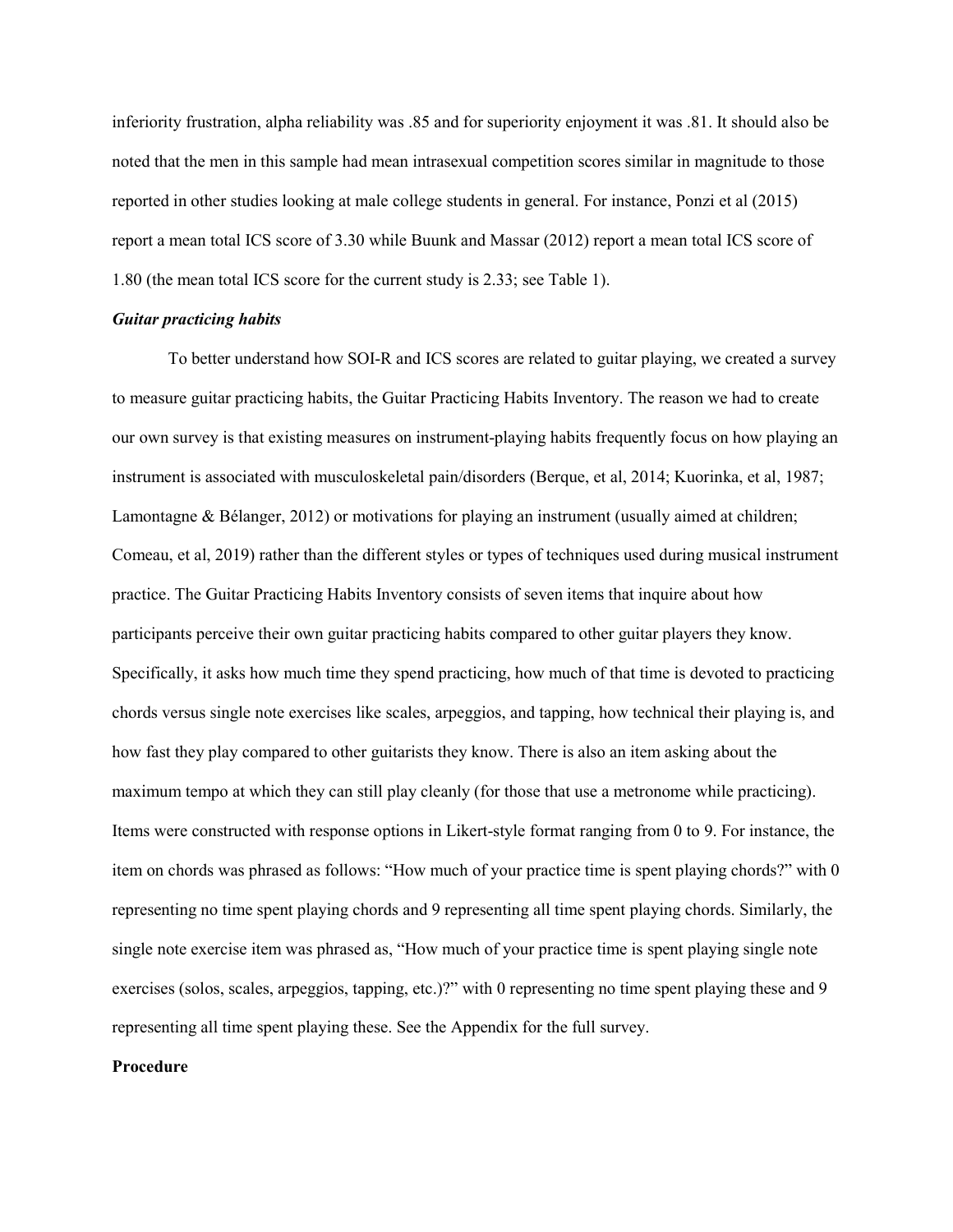inferiority frustration, alpha reliability was .85 and for superiority enjoyment it was .81. It should also be noted that the men in this sample had mean intrasexual competition scores similar in magnitude to those reported in other studies looking at male college students in general. For instance, Ponzi et al (2015) report a mean total ICS score of 3.30 while Buunk and Massar (2012) report a mean total ICS score of 1.80 (the mean total ICS score for the current study is 2.33; see Table 1).

***Guitar practicing habits***

To better understand how SOI-R and ICS scores are related to guitar playing, we created a survey to measure guitar practicing habits, the Guitar Practicing Habits Inventory. The reason we had to create our own survey is that existing measures on instrument-playing habits frequently focus on how playing an instrument is associated with musculoskeletal pain/disorders (Berque, et al, 2014; Kuorinka, et al, 1987; Lamontagne & Bélanger, 2012) or motivations for playing an instrument (usually aimed at children; Comeau, et al, 2019) rather than the different styles or types of techniques used during musical instrument practice. The Guitar Practicing Habits Inventory consists of seven items that inquire about how participants perceive their own guitar practicing habits compared to other guitar players they know. Specifically, it asks how much time they spend practicing, how much of that time is devoted to practicing chords versus single note exercises like scales, arpeggios, and tapping, how technical their playing is, and how fast they play compared to other guitarists they know. There is also an item asking about the maximum tempo at which they can still play cleanly (for those that use a metronome while practicing). Items were constructed with response options in Likert-style format ranging from 0 to 9. For instance, the item on chords was phrased as follows: "How much of your practice time is spent playing chords?" with 0 representing no time spent playing chords and 9 representing all time spent playing chords. Similarly, the single note exercise item was phrased as, "How much of your practice time is spent playing single note exercises (solos, scales, arpeggios, tapping, etc.)?" with 0 representing no time spent playing these and 9 representing all time spent playing these. See the Appendix for the full survey.

**Procedure**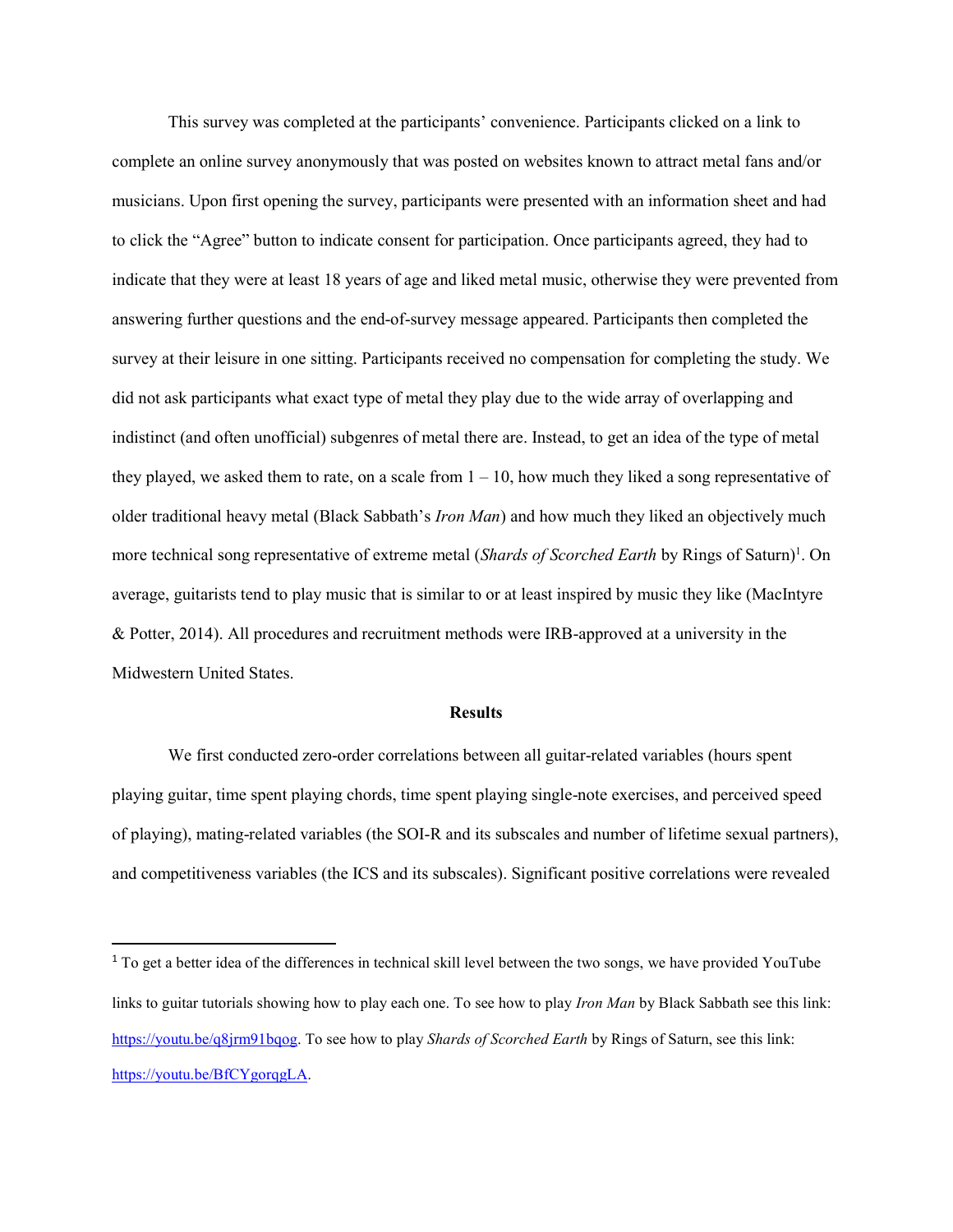This survey was completed at the participants' convenience. Participants clicked on a link to complete an online survey anonymously that was posted on websites known to attract metal fans and/or musicians. Upon first opening the survey, participants were presented with an information sheet and had to click the "Agree" button to indicate consent for participation. Once participants agreed, they had to indicate that they were at least 18 years of age and liked metal music, otherwise they were prevented from answering further questions and the end-of-survey message appeared. Participants then completed the survey at their leisure in one sitting. Participants received no compensation for completing the study. We did not ask participants what exact type of metal they play due to the wide array of overlapping and indistinct (and often unofficial) subgenres of metal there are. Instead, to get an idea of the type of metal they played, we asked them to rate, on a scale from 1 – 10, how much they liked a song representative of older traditional heavy metal (Black Sabbath's *Iron Man*) and how much they liked an objectively much more technical song representative of extreme metal (*Shards of Scorched Earth* by Rings of Saturn)[1]. On average, guitarists tend to play music that is similar to or at least inspired by music they like (MacIntyre & Potter, 2014). All procedures and recruitment methods were IRB-approved at a university in the Midwestern United States.

## Results

We first conducted zero-order correlations between all guitar-related variables (hours spent playing guitar, time spent playing chords, time spent playing single-note exercises, and perceived speed of playing), mating-related variables (the SOI-R and its subscales and number of lifetime sexual partners), and competitiveness variables (the ICS and its subscales). Significant positive correlations were revealed

---

[1] To get a better idea of the differences in technical skill level between the two songs, we have provided YouTube links to guitar tutorials showing how to play each one. To see how to play *Iron Man* by Black Sabbath see this link: https://youtu.be/q8jrm91bqog. To see how to play *Shards of Scorched Earth* by Rings of Saturn, see this link: https://youtu.be/BfCYgorqgLA.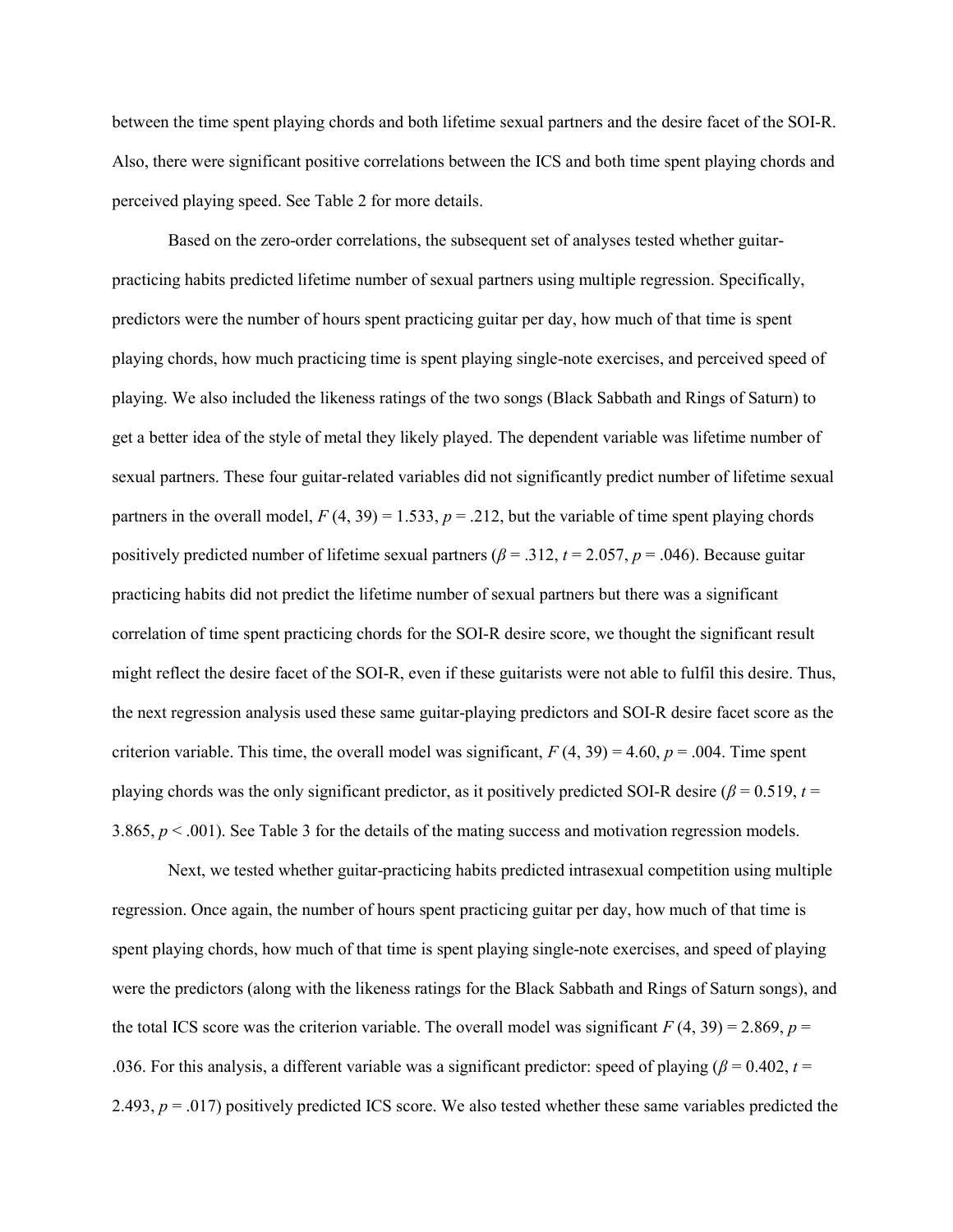between the time spent playing chords and both lifetime sexual partners and the desire facet of the SOI-R. Also, there were significant positive correlations between the ICS and both time spent playing chords and perceived playing speed. See Table 2 for more details.

Based on the zero-order correlations, the subsequent set of analyses tested whether guitar-practicing habits predicted lifetime number of sexual partners using multiple regression. Specifically, predictors were the number of hours spent practicing guitar per day, how much of that time is spent playing chords, how much practicing time is spent playing single-note exercises, and perceived speed of playing. We also included the likeness ratings of the two songs (Black Sabbath and Rings of Saturn) to get a better idea of the style of metal they likely played. The dependent variable was lifetime number of sexual partners. These four guitar-related variables did not significantly predict number of lifetime sexual partners in the overall model, $F\,(4, 39) = 1.533$, $p = .212$, but the variable of time spent playing chords positively predicted number of lifetime sexual partners ($\beta = .312$, $t = 2.057$, $p = .046$). Because guitar practicing habits did not predict the lifetime number of sexual partners but there was a significant correlation of time spent practicing chords for the SOI-R desire score, we thought the significant result might reflect the desire facet of the SOI-R, even if these guitarists were not able to fulfil this desire. Thus, the next regression analysis used these same guitar-playing predictors and SOI-R desire facet score as the criterion variable. This time, the overall model was significant, $F\,(4, 39) = 4.60$, $p = .004$. Time spent playing chords was the only significant predictor, as it positively predicted SOI-R desire ($\beta = 0.519$, $t = 3.865$, $p < .001$). See Table 3 for the details of the mating success and motivation regression models.

Next, we tested whether guitar-practicing habits predicted intrasexual competition using multiple regression. Once again, the number of hours spent practicing guitar per day, how much of that time is spent playing chords, how much of that time is spent playing single-note exercises, and speed of playing were the predictors (along with the likeness ratings for the Black Sabbath and Rings of Saturn songs), and the total ICS score was the criterion variable. The overall model was significant $F\,(4, 39) = 2.869$, $p = .036$. For this analysis, a different variable was a significant predictor: speed of playing ($\beta = 0.402$, $t = 2.493$, $p = .017$) positively predicted ICS score. We also tested whether these same variables predicted the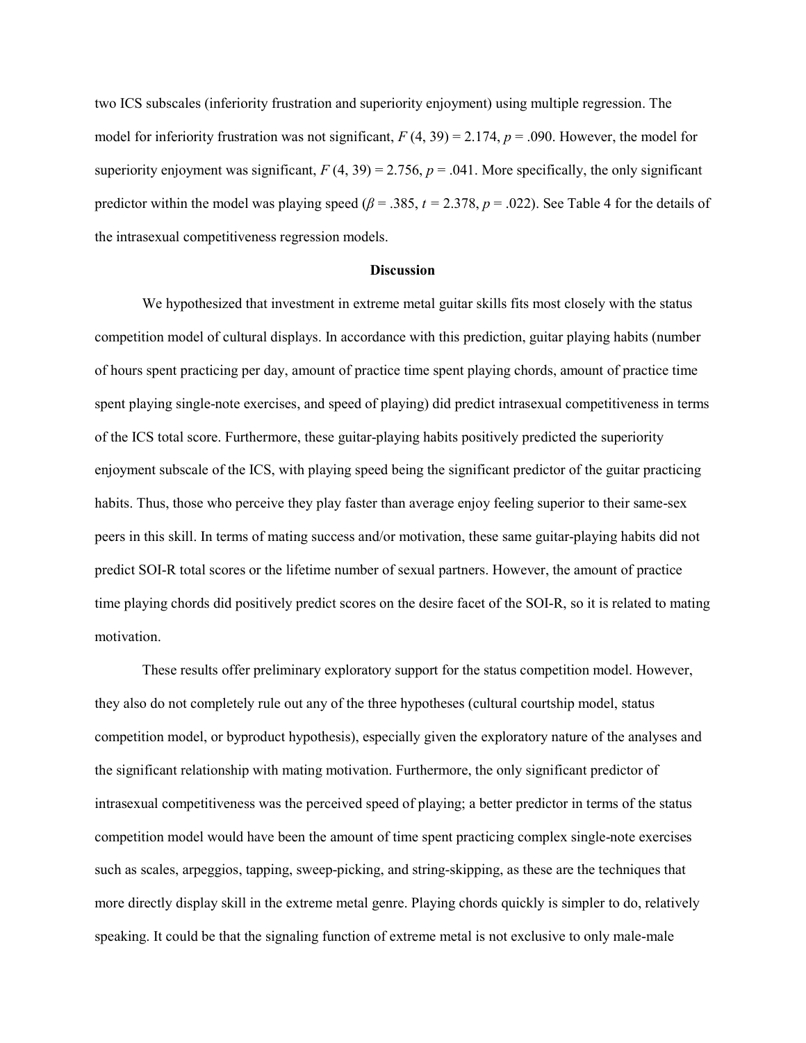two ICS subscales (inferiority frustration and superiority enjoyment) using multiple regression. The model for inferiority frustration was not significant, $F(4, 39) = 2.174$, $p = .090$. However, the model for superiority enjoyment was significant, $F(4, 39) = 2.756$, $p = .041$. More specifically, the only significant predictor within the model was playing speed ($\beta = .385$, $t = 2.378$, $p = .022$). See Table 4 for the details of the intrasexual competitiveness regression models.

## Discussion

We hypothesized that investment in extreme metal guitar skills fits most closely with the status competition model of cultural displays. In accordance with this prediction, guitar playing habits (number of hours spent practicing per day, amount of practice time spent playing chords, amount of practice time spent playing single-note exercises, and speed of playing) did predict intrasexual competitiveness in terms of the ICS total score. Furthermore, these guitar-playing habits positively predicted the superiority enjoyment subscale of the ICS, with playing speed being the significant predictor of the guitar practicing habits. Thus, those who perceive they play faster than average enjoy feeling superior to their same-sex peers in this skill. In terms of mating success and/or motivation, these same guitar-playing habits did not predict SOI-R total scores or the lifetime number of sexual partners. However, the amount of practice time playing chords did positively predict scores on the desire facet of the SOI-R, so it is related to mating motivation.

These results offer preliminary exploratory support for the status competition model. However, they also do not completely rule out any of the three hypotheses (cultural courtship model, status competition model, or byproduct hypothesis), especially given the exploratory nature of the analyses and the significant relationship with mating motivation. Furthermore, the only significant predictor of intrasexual competitiveness was the perceived speed of playing; a better predictor in terms of the status competition model would have been the amount of time spent practicing complex single-note exercises such as scales, arpeggios, tapping, sweep-picking, and string-skipping, as these are the techniques that more directly display skill in the extreme metal genre. Playing chords quickly is simpler to do, relatively speaking. It could be that the signaling function of extreme metal is not exclusive to only male-male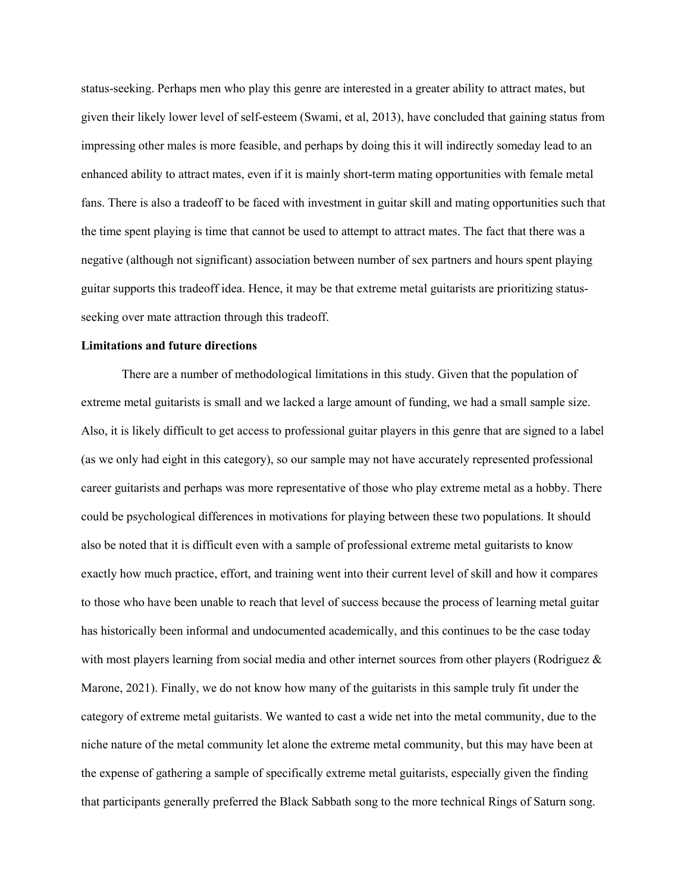status-seeking. Perhaps men who play this genre are interested in a greater ability to attract mates, but given their likely lower level of self-esteem (Swami, et al, 2013), have concluded that gaining status from impressing other males is more feasible, and perhaps by doing this it will indirectly someday lead to an enhanced ability to attract mates, even if it is mainly short-term mating opportunities with female metal fans. There is also a tradeoff to be faced with investment in guitar skill and mating opportunities such that the time spent playing is time that cannot be used to attempt to attract mates. The fact that there was a negative (although not significant) association between number of sex partners and hours spent playing guitar supports this tradeoff idea. Hence, it may be that extreme metal guitarists are prioritizing status-seeking over mate attraction through this tradeoff.

**Limitations and future directions**

There are a number of methodological limitations in this study. Given that the population of extreme metal guitarists is small and we lacked a large amount of funding, we had a small sample size. Also, it is likely difficult to get access to professional guitar players in this genre that are signed to a label (as we only had eight in this category), so our sample may not have accurately represented professional career guitarists and perhaps was more representative of those who play extreme metal as a hobby. There could be psychological differences in motivations for playing between these two populations. It should also be noted that it is difficult even with a sample of professional extreme metal guitarists to know exactly how much practice, effort, and training went into their current level of skill and how it compares to those who have been unable to reach that level of success because the process of learning metal guitar has historically been informal and undocumented academically, and this continues to be the case today with most players learning from social media and other internet sources from other players (Rodriguez & Marone, 2021). Finally, we do not know how many of the guitarists in this sample truly fit under the category of extreme metal guitarists. We wanted to cast a wide net into the metal community, due to the niche nature of the metal community let alone the extreme metal community, but this may have been at the expense of gathering a sample of specifically extreme metal guitarists, especially given the finding that participants generally preferred the Black Sabbath song to the more technical Rings of Saturn song.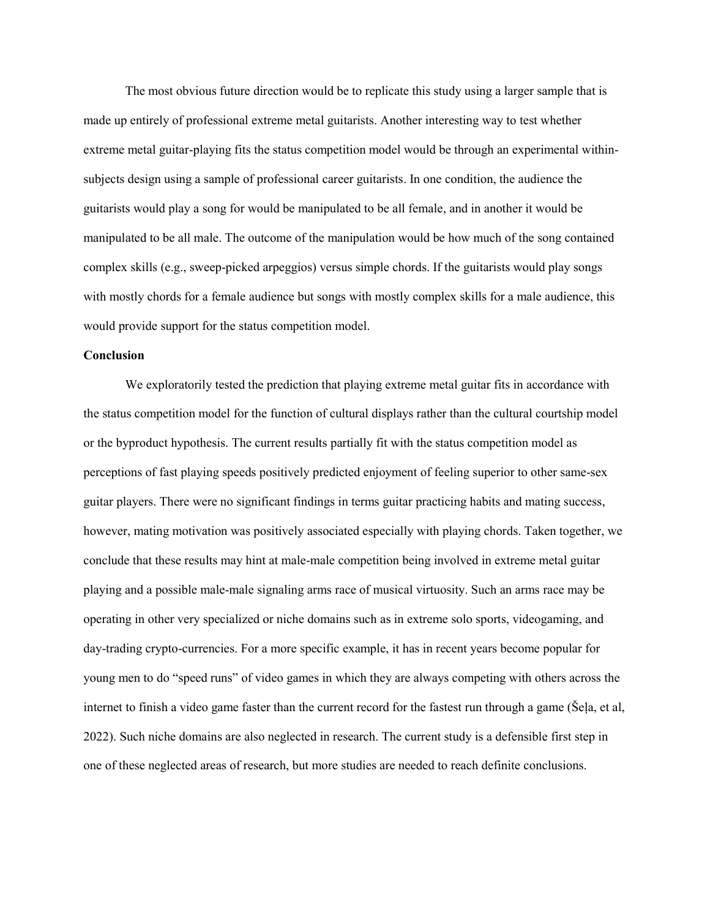The most obvious future direction would be to replicate this study using a larger sample that is made up entirely of professional extreme metal guitarists. Another interesting way to test whether extreme metal guitar-playing fits the status competition model would be through an experimental within-subjects design using a sample of professional career guitarists. In one condition, the audience the guitarists would play a song for would be manipulated to be all female, and in another it would be manipulated to be all male. The outcome of the manipulation would be how much of the song contained complex skills (e.g., sweep-picked arpeggios) versus simple chords. If the guitarists would play songs with mostly chords for a female audience but songs with mostly complex skills for a male audience, this would provide support for the status competition model.

## Conclusion

We exploratorily tested the prediction that playing extreme metal guitar fits in accordance with the status competition model for the function of cultural displays rather than the cultural courtship model or the byproduct hypothesis. The current results partially fit with the status competition model as perceptions of fast playing speeds positively predicted enjoyment of feeling superior to other same-sex guitar players. There were no significant findings in terms guitar practicing habits and mating success, however, mating motivation was positively associated especially with playing chords. Taken together, we conclude that these results may hint at male-male competition being involved in extreme metal guitar playing and a possible male-male signaling arms race of musical virtuosity. Such an arms race may be operating in other very specialized or niche domains such as in extreme solo sports, videogaming, and day-trading crypto-currencies. For a more specific example, it has in recent years become popular for young men to do "speed runs" of video games in which they are always competing with others across the internet to finish a video game faster than the current record for the fastest run through a game (Šeļa, et al, 2022). Such niche domains are also neglected in research. The current study is a defensible first step in one of these neglected areas of research, but more studies are needed to reach definite conclusions.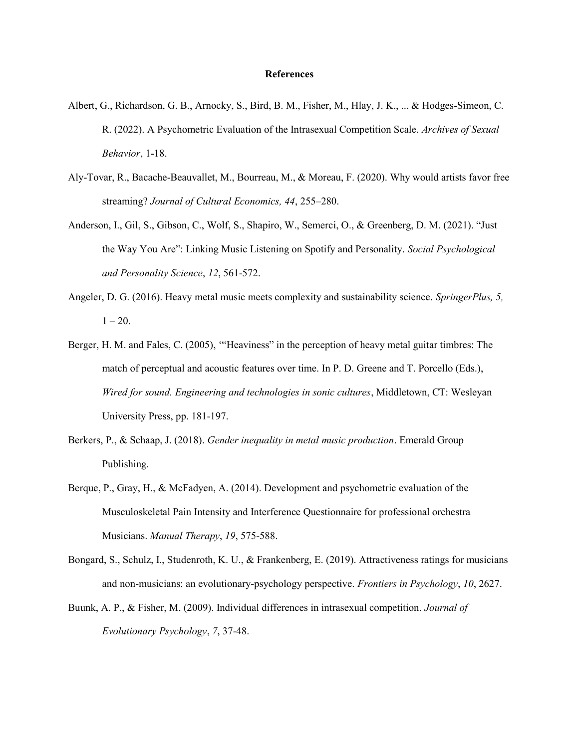# References

Albert, G., Richardson, G. B., Arnocky, S., Bird, B. M., Fisher, M., Hlay, J. K., ... & Hodges-Simeon, C. R. (2022). A Psychometric Evaluation of the Intrasexual Competition Scale. *Archives of Sexual Behavior*, 1-18.

Aly-Tovar, R., Bacache-Beauvallet, M., Bourreau, M., & Moreau, F. (2020). Why would artists favor free streaming? *Journal of Cultural Economics, 44*, 255–280.

Anderson, I., Gil, S., Gibson, C., Wolf, S., Shapiro, W., Semerci, O., & Greenberg, D. M. (2021). "Just the Way You Are": Linking Music Listening on Spotify and Personality. *Social Psychological and Personality Science*, *12*, 561-572.

Angeler, D. G. (2016). Heavy metal music meets complexity and sustainability science. *SpringerPlus, 5,* 1 – 20.

Berger, H. M. and Fales, C. (2005), '"Heaviness" in the perception of heavy metal guitar timbres: The match of perceptual and acoustic features over time. In P. D. Greene and T. Porcello (Eds.), *Wired for sound. Engineering and technologies in sonic cultures*, Middletown, CT: Wesleyan University Press, pp. 181-197.

Berkers, P., & Schaap, J. (2018). *Gender inequality in metal music production*. Emerald Group Publishing.

Berque, P., Gray, H., & McFadyen, A. (2014). Development and psychometric evaluation of the Musculoskeletal Pain Intensity and Interference Questionnaire for professional orchestra Musicians. *Manual Therapy*, *19*, 575-588.

Bongard, S., Schulz, I., Studenroth, K. U., & Frankenberg, E. (2019). Attractiveness ratings for musicians and non-musicians: an evolutionary-psychology perspective. *Frontiers in Psychology*, *10*, 2627.

Buunk, A. P., & Fisher, M. (2009). Individual differences in intrasexual competition. *Journal of Evolutionary Psychology*, *7*, 37-48.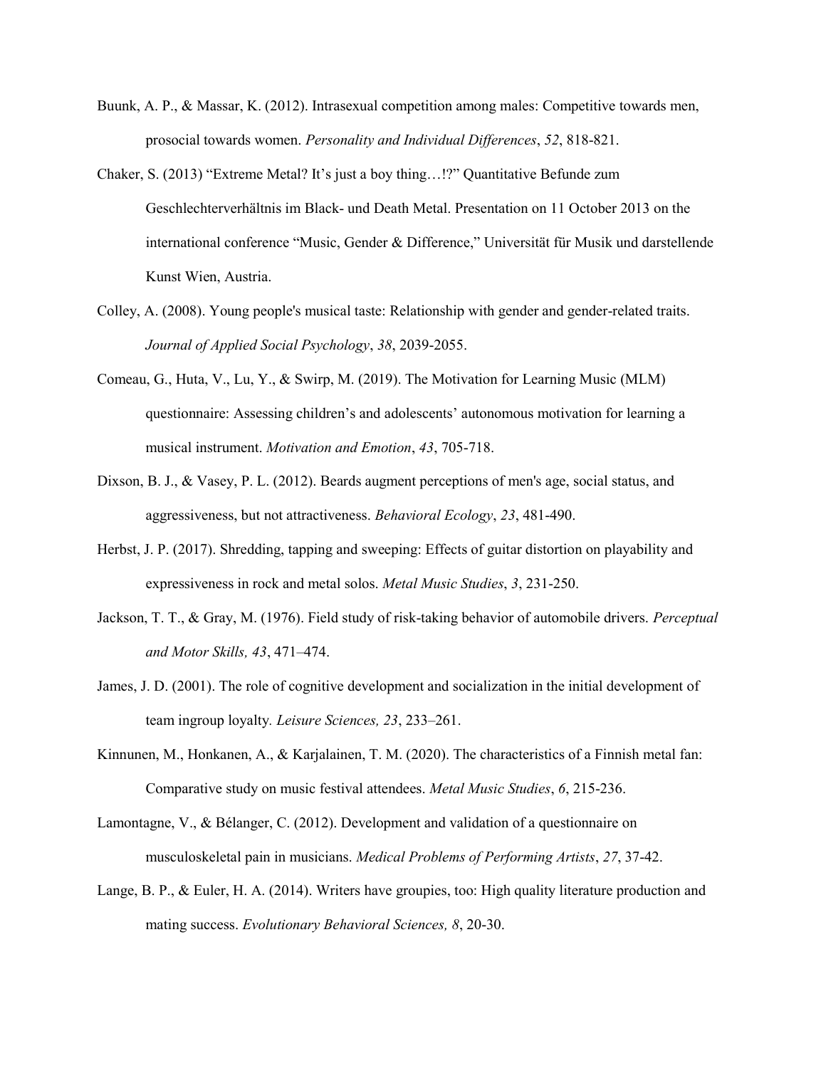Buunk, A. P., & Massar, K. (2012). Intrasexual competition among males: Competitive towards men, prosocial towards women. *Personality and Individual Differences*, *52*, 818-821.

Chaker, S. (2013) "Extreme Metal? It's just a boy thing…!?" Quantitative Befunde zum Geschlechterverhältnis im Black- und Death Metal. Presentation on 11 October 2013 on the international conference "Music, Gender & Difference," Universität für Musik und darstellende Kunst Wien, Austria.

Colley, A. (2008). Young people's musical taste: Relationship with gender and gender-related traits. *Journal of Applied Social Psychology*, *38*, 2039-2055.

Comeau, G., Huta, V., Lu, Y., & Swirp, M. (2019). The Motivation for Learning Music (MLM) questionnaire: Assessing children's and adolescents' autonomous motivation for learning a musical instrument. *Motivation and Emotion*, *43*, 705-718.

Dixson, B. J., & Vasey, P. L. (2012). Beards augment perceptions of men's age, social status, and aggressiveness, but not attractiveness. *Behavioral Ecology*, *23*, 481-490.

Herbst, J. P. (2017). Shredding, tapping and sweeping: Effects of guitar distortion on playability and expressiveness in rock and metal solos. *Metal Music Studies*, *3*, 231-250.

Jackson, T. T., & Gray, M. (1976). Field study of risk-taking behavior of automobile drivers. *Perceptual and Motor Skills, 43*, 471–474.

James, J. D. (2001). The role of cognitive development and socialization in the initial development of team ingroup loyalty. *Leisure Sciences, 23*, 233–261.

Kinnunen, M., Honkanen, A., & Karjalainen, T. M. (2020). The characteristics of a Finnish metal fan: Comparative study on music festival attendees. *Metal Music Studies*, *6*, 215-236.

Lamontagne, V., & Bélanger, C. (2012). Development and validation of a questionnaire on musculoskeletal pain in musicians. *Medical Problems of Performing Artists*, *27*, 37-42.

Lange, B. P., & Euler, H. A. (2014). Writers have groupies, too: High quality literature production and mating success. *Evolutionary Behavioral Sciences, 8*, 20-30.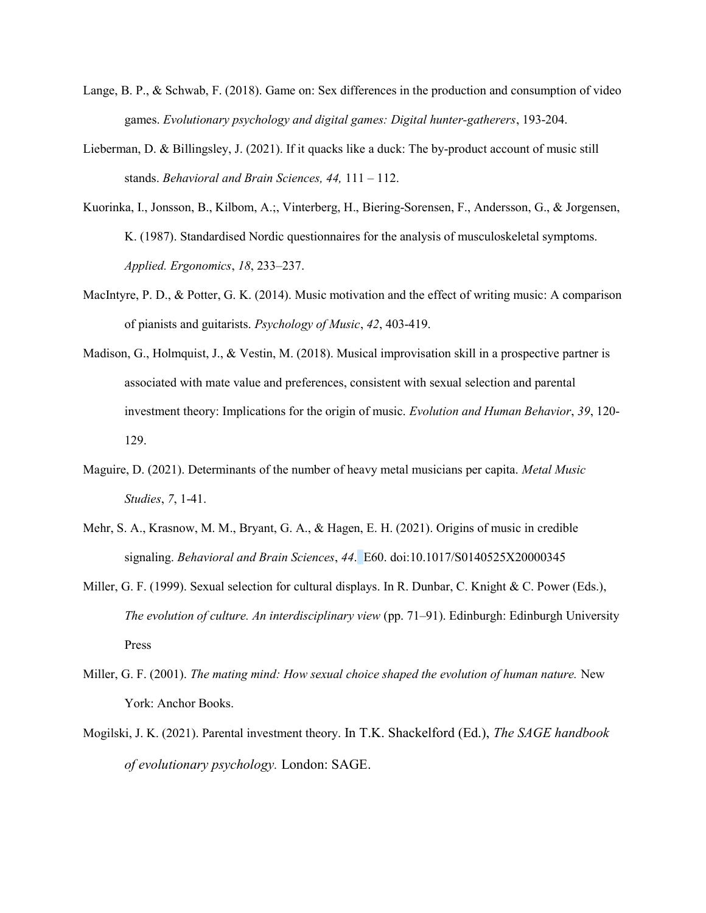Lange, B. P., & Schwab, F. (2018). Game on: Sex differences in the production and consumption of video games. *Evolutionary psychology and digital games: Digital hunter-gatherers*, 193-204.

Lieberman, D. & Billingsley, J. (2021). If it quacks like a duck: The by-product account of music still stands. *Behavioral and Brain Sciences, 44,* 111 – 112.

Kuorinka, I., Jonsson, B., Kilbom, A.;, Vinterberg, H., Biering-Sorensen, F., Andersson, G., & Jorgensen, K. (1987). Standardised Nordic questionnaires for the analysis of musculoskeletal symptoms. *Applied. Ergonomics*, *18*, 233–237.

MacIntyre, P. D., & Potter, G. K. (2014). Music motivation and the effect of writing music: A comparison of pianists and guitarists. *Psychology of Music*, *42*, 403-419.

Madison, G., Holmquist, J., & Vestin, M. (2018). Musical improvisation skill in a prospective partner is associated with mate value and preferences, consistent with sexual selection and parental investment theory: Implications for the origin of music. *Evolution and Human Behavior*, *39*, 120-129.

Maguire, D. (2021). Determinants of the number of heavy metal musicians per capita. *Metal Music Studies*, *7*, 1-41.

Mehr, S. A., Krasnow, M. M., Bryant, G. A., & Hagen, E. H. (2021). Origins of music in credible signaling. *Behavioral and Brain Sciences*, *44*. E60. doi:10.1017/S0140525X20000345

Miller, G. F. (1999). Sexual selection for cultural displays. In R. Dunbar, C. Knight & C. Power (Eds.), *The evolution of culture. An interdisciplinary view* (pp. 71–91). Edinburgh: Edinburgh University Press

Miller, G. F. (2001). *The mating mind: How sexual choice shaped the evolution of human nature.* New York: Anchor Books.

Mogilski, J. K. (2021). Parental investment theory. In T.K. Shackelford (Ed.), *The SAGE handbook of evolutionary psychology.* London: SAGE.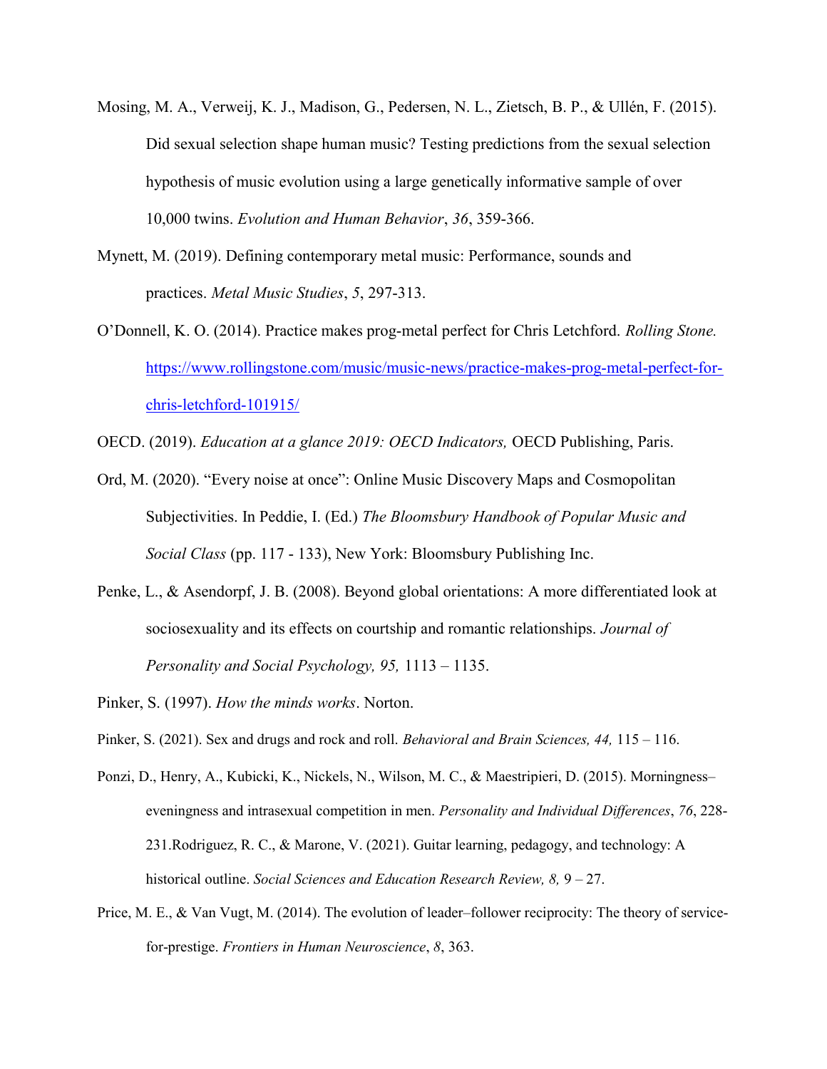Mosing, M. A., Verweij, K. J., Madison, G., Pedersen, N. L., Zietsch, B. P., & Ullén, F. (2015). Did sexual selection shape human music? Testing predictions from the sexual selection hypothesis of music evolution using a large genetically informative sample of over 10,000 twins. *Evolution and Human Behavior*, *36*, 359-366.

Mynett, M. (2019). Defining contemporary metal music: Performance, sounds and practices. *Metal Music Studies*, *5*, 297-313.

O'Donnell, K. O. (2014). Practice makes prog-metal perfect for Chris Letchford. *Rolling Stone.* https://www.rollingstone.com/music/music-news/practice-makes-prog-metal-perfect-for-chris-letchford-101915/

OECD. (2019). *Education at a glance 2019: OECD Indicators,* OECD Publishing, Paris.

Ord, M. (2020). "Every noise at once": Online Music Discovery Maps and Cosmopolitan Subjectivities. In Peddie, I. (Ed.) *The Bloomsbury Handbook of Popular Music and Social Class* (pp. 117 - 133), New York: Bloomsbury Publishing Inc.

Penke, L., & Asendorpf, J. B. (2008). Beyond global orientations: A more differentiated look at sociosexuality and its effects on courtship and romantic relationships. *Journal of Personality and Social Psychology, 95,* 1113 – 1135.

Pinker, S. (1997). *How the minds works*. Norton.

Pinker, S. (2021). Sex and drugs and rock and roll. *Behavioral and Brain Sciences, 44,* 115 – 116.

Ponzi, D., Henry, A., Kubicki, K., Nickels, N., Wilson, M. C., & Maestripieri, D. (2015). Morningness–eveningness and intrasexual competition in men. *Personality and Individual Differences*, *76*, 228-231.Rodriguez, R. C., & Marone, V. (2021). Guitar learning, pedagogy, and technology: A historical outline. *Social Sciences and Education Research Review, 8,* 9 – 27.

Price, M. E., & Van Vugt, M. (2014). The evolution of leader–follower reciprocity: The theory of service-for-prestige. *Frontiers in Human Neuroscience*, *8*, 363.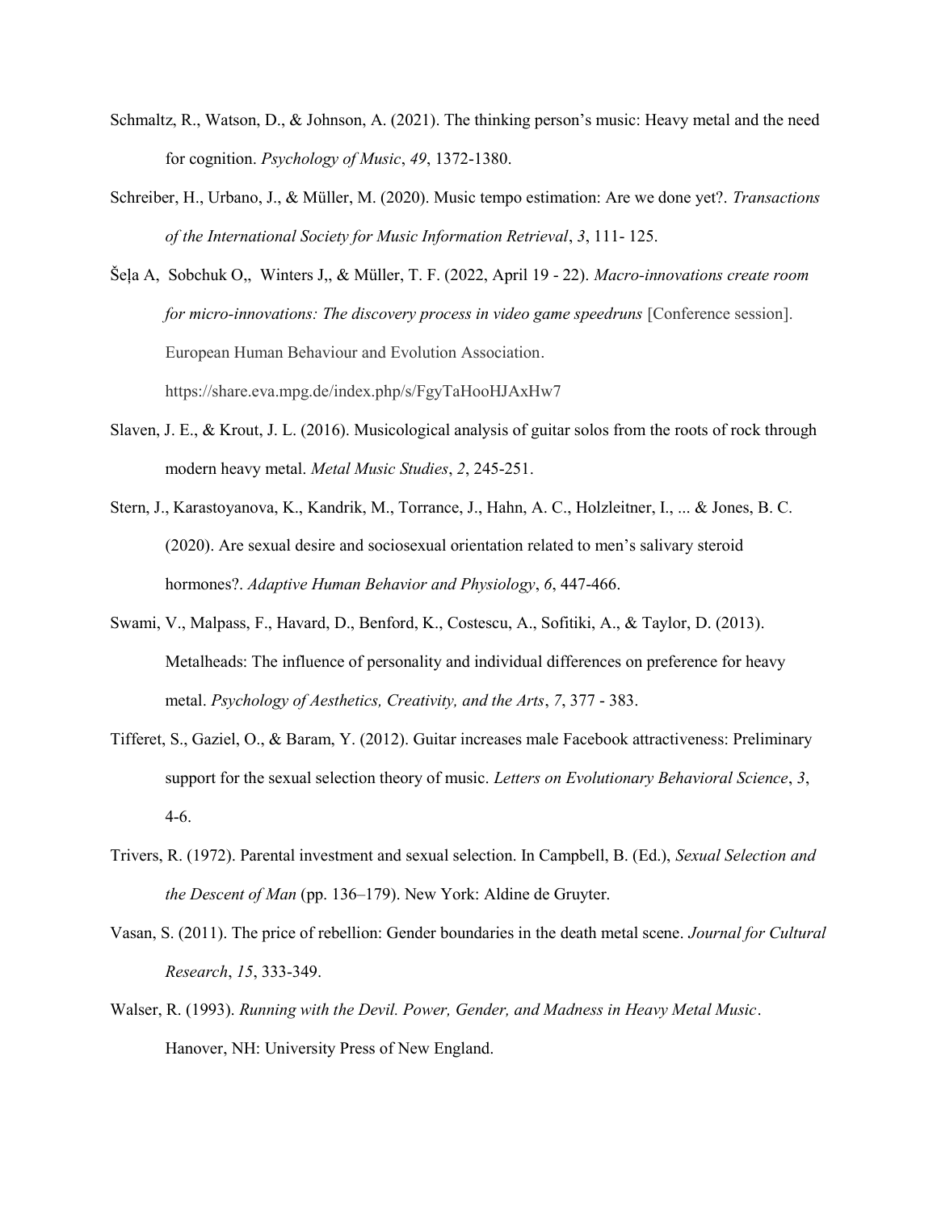Schmaltz, R., Watson, D., & Johnson, A. (2021). The thinking person's music: Heavy metal and the need for cognition. *Psychology of Music*, *49*, 1372-1380.

Schreiber, H., Urbano, J., & Müller, M. (2020). Music tempo estimation: Are we done yet?. *Transactions of the International Society for Music Information Retrieval*, *3*, 111- 125.

Šeļa A, Sobchuk O,, Winters J,, & Müller, T. F. (2022, April 19 - 22). *Macro-innovations create room for micro-innovations: The discovery process in video game speedruns* [Conference session]. European Human Behaviour and Evolution Association. https://share.eva.mpg.de/index.php/s/FgyTaHooHJAxHw7

Slaven, J. E., & Krout, J. L. (2016). Musicological analysis of guitar solos from the roots of rock through modern heavy metal. *Metal Music Studies*, *2*, 245-251.

Stern, J., Karastoyanova, K., Kandrik, M., Torrance, J., Hahn, A. C., Holzleitner, I., ... & Jones, B. C. (2020). Are sexual desire and sociosexual orientation related to men's salivary steroid hormones?. *Adaptive Human Behavior and Physiology*, *6*, 447-466.

Swami, V., Malpass, F., Havard, D., Benford, K., Costescu, A., Sofitiki, A., & Taylor, D. (2013). Metalheads: The influence of personality and individual differences on preference for heavy metal. *Psychology of Aesthetics, Creativity, and the Arts*, *7*, 377 - 383.

Tifferet, S., Gaziel, O., & Baram, Y. (2012). Guitar increases male Facebook attractiveness: Preliminary support for the sexual selection theory of music. *Letters on Evolutionary Behavioral Science*, *3*, 4-6.

Trivers, R. (1972). Parental investment and sexual selection. In Campbell, B. (Ed.), *Sexual Selection and the Descent of Man* (pp. 136–179). New York: Aldine de Gruyter.

Vasan, S. (2011). The price of rebellion: Gender boundaries in the death metal scene. *Journal for Cultural Research*, *15*, 333-349.

Walser, R. (1993). *Running with the Devil. Power, Gender, and Madness in Heavy Metal Music*. Hanover, NH: University Press of New England.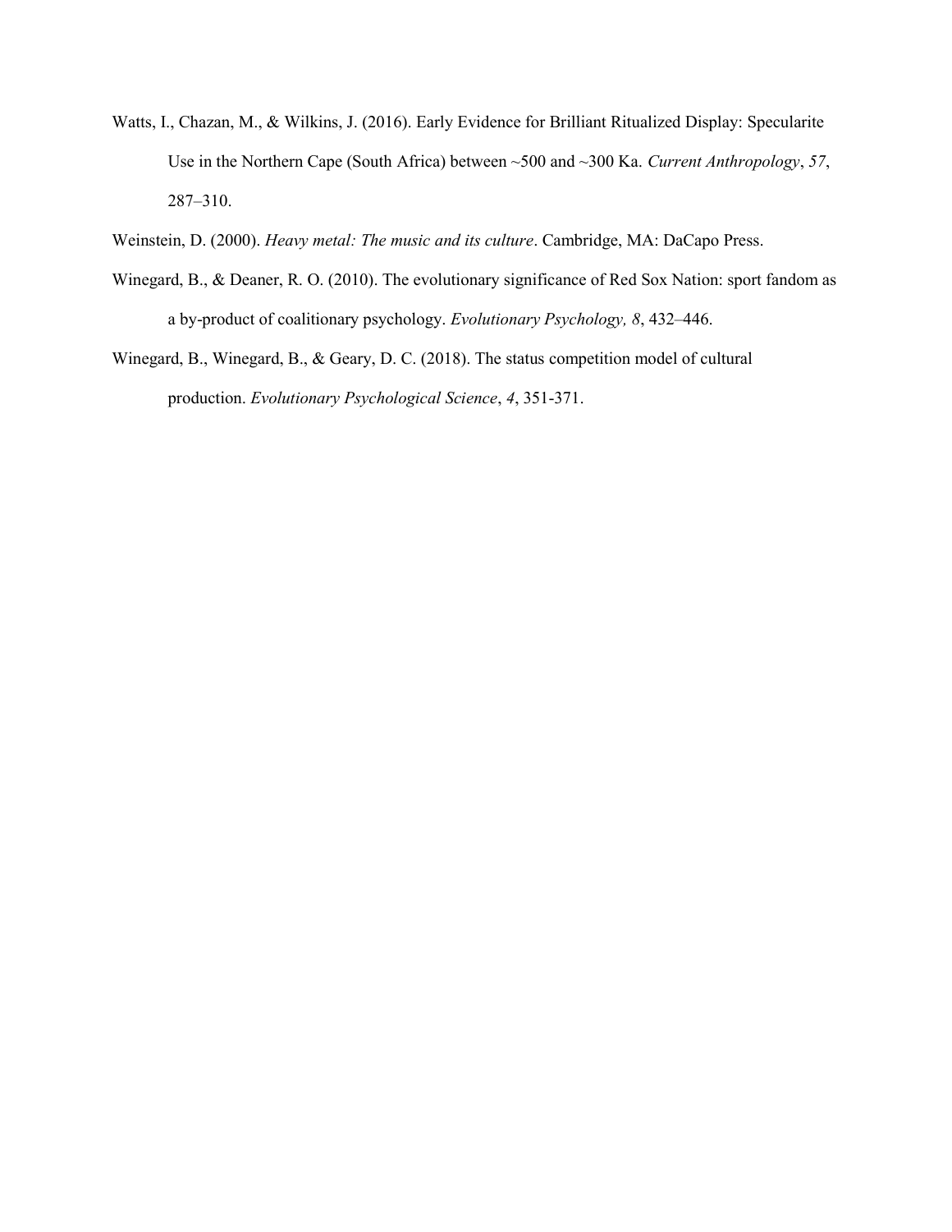Watts, I., Chazan, M., & Wilkins, J. (2016). Early Evidence for Brilliant Ritualized Display: Specularite Use in the Northern Cape (South Africa) between ~500 and ~300 Ka. *Current Anthropology*, *57*, 287–310.

Weinstein, D. (2000). *Heavy metal: The music and its culture*. Cambridge, MA: DaCapo Press.

Winegard, B., & Deaner, R. O. (2010). The evolutionary significance of Red Sox Nation: sport fandom as a by-product of coalitionary psychology. *Evolutionary Psychology, 8*, 432–446.

Winegard, B., Winegard, B., & Geary, D. C. (2018). The status competition model of cultural production. *Evolutionary Psychological Science*, *4*, 351-371.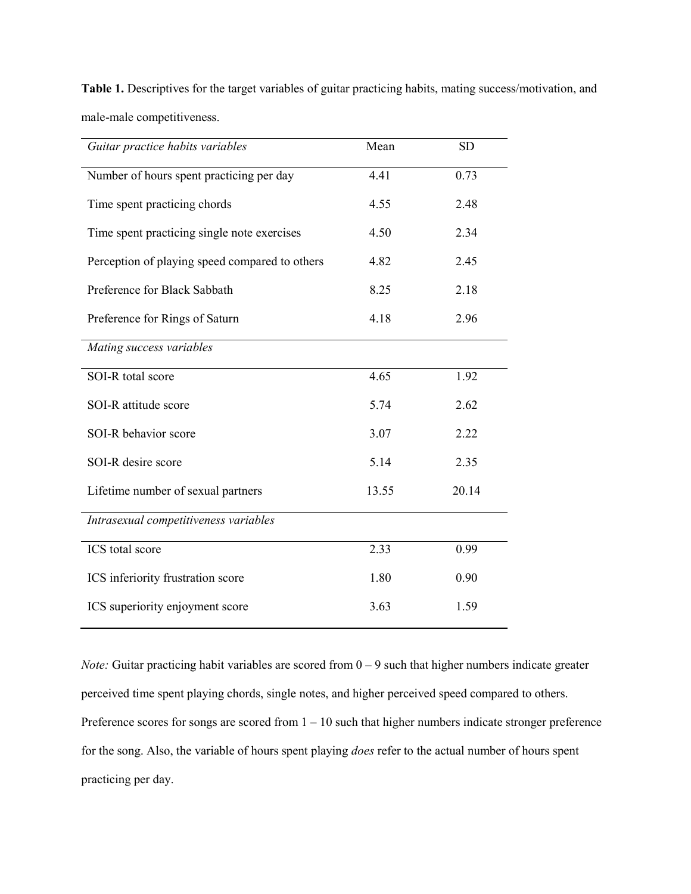**Table 1.** Descriptives for the target variables of guitar practicing habits, mating success/motivation, and male-male competitiveness.

| *Guitar practice habits variables* | Mean | SD |
|---|---|---|
| Number of hours spent practicing per day | 4.41 | 0.73 |
| Time spent practicing chords | 4.55 | 2.48 |
| Time spent practicing single note exercises | 4.50 | 2.34 |
| Perception of playing speed compared to others | 4.82 | 2.45 |
| Preference for Black Sabbath | 8.25 | 2.18 |
| Preference for Rings of Saturn | 4.18 | 2.96 |
| *Mating success variables* | | |
| SOI-R total score | 4.65 | 1.92 |
| SOI-R attitude score | 5.74 | 2.62 |
| SOI-R behavior score | 3.07 | 2.22 |
| SOI-R desire score | 5.14 | 2.35 |
| Lifetime number of sexual partners | 13.55 | 20.14 |
| *Intrasexual competitiveness variables* | | |
| ICS total score | 2.33 | 0.99 |
| ICS inferiority frustration score | 1.80 | 0.90 |
| ICS superiority enjoyment score | 3.63 | 1.59 |

*Note:* Guitar practicing habit variables are scored from 0 – 9 such that higher numbers indicate greater perceived time spent playing chords, single notes, and higher perceived speed compared to others. Preference scores for songs are scored from 1 – 10 such that higher numbers indicate stronger preference for the song. Also, the variable of hours spent playing *does* refer to the actual number of hours spent practicing per day.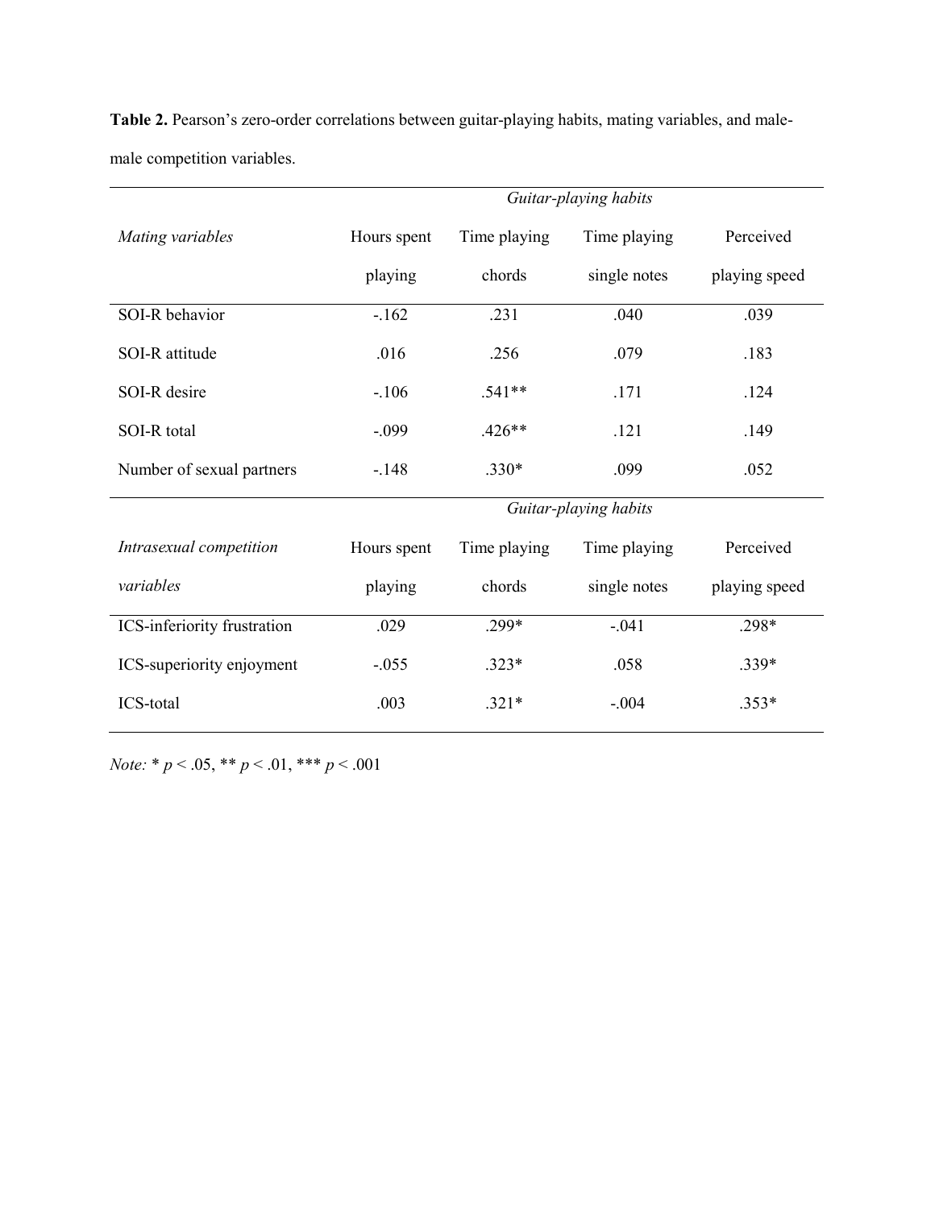**Table 2.** Pearson's zero-order correlations between guitar-playing habits, mating variables, and male-male competition variables.

| | *Guitar-playing habits* | | | |
|---|---|---|---|---|
| *Mating variables* | Hours spent playing | Time playing chords | Time playing single notes | Perceived playing speed |
| SOI-R behavior | -.162 | .231 | .040 | .039 |
| SOI-R attitude | .016 | .256 | .079 | .183 |
| SOI-R desire | -.106 | .541** | .171 | .124 |
| SOI-R total | -.099 | .426** | .121 | .149 |
| Number of sexual partners | -.148 | .330* | .099 | .052 |
| | *Guitar-playing habits* | | | |
| *Intrasexual competition variables* | Hours spent playing | Time playing chords | Time playing single notes | Perceived playing speed |
| ICS-inferiority frustration | .029 | .299* | -.041 | .298* |
| ICS-superiority enjoyment | -.055 | .323* | .058 | .339* |
| ICS-total | .003 | .321* | -.004 | .353* |

*Note:* * $p < .05$, ** $p < .01$, *** $p < .001$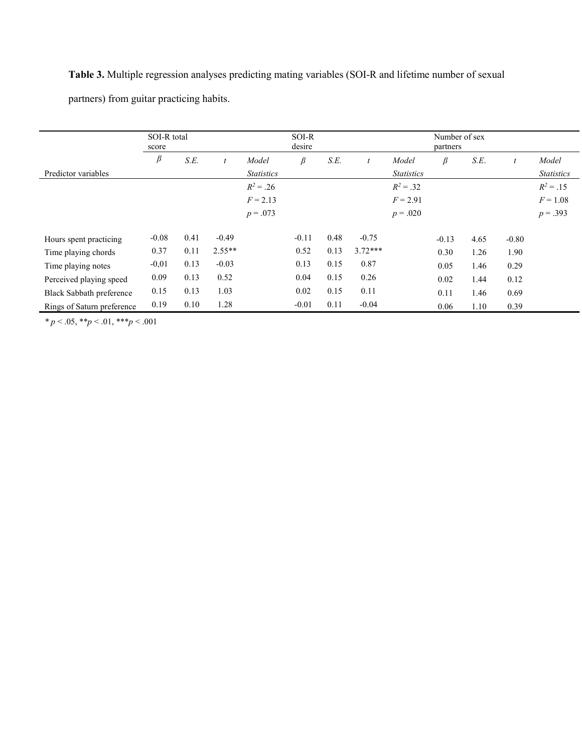**Table 3.** Multiple regression analyses predicting mating variables (SOI-R and lifetime number of sexual partners) from guitar practicing habits.

| | SOI-R total score | | | | SOI-R desire | | | | Number of sex partners | | | |
|---|---|---|---|---|---|---|---|---|---|---|---|---|
| Predictor variables | $\beta$ | *S.E.* | *t* | *Model Statistics* | $\beta$ | *S.E.* | *t* | *Model Statistics* | $\beta$ | *S.E.* | *t* | *Model Statistics* |
| | | | | $R^2 = .26$ <br> $F = 2.13$ <br> $p = .073$ | | | | $R^2 = .32$ <br> $F = 2.91$ <br> $p = .020$ | | | | $R^2 = .15$ <br> $F = 1.08$ <br> $p = .393$ |
| Hours spent practicing | -0.08 | 0.41 | -0.49 | | -0.11 | 0.48 | -0.75 | | -0.13 | 4.65 | -0.80 | |
| Time playing chords | 0.37 | 0.11 | 2.55** | | 0.52 | 0.13 | 3.72*** | | 0.30 | 1.26 | 1.90 | |
| Time playing notes | -0,01 | 0.13 | -0.03 | | 0.13 | 0.15 | 0.87 | | 0.05 | 1.46 | 0.29 | |
| Perceived playing speed | 0.09 | 0.13 | 0.52 | | 0.04 | 0.15 | 0.26 | | 0.02 | 1.44 | 0.12 | |
| Black Sabbath preference | 0.15 | 0.13 | 1.03 | | 0.02 | 0.15 | 0.11 | | 0.11 | 1.46 | 0.69 | |
| Rings of Saturn preference | 0.19 | 0.10 | 1.28 | | -0.01 | 0.11 | -0.04 | | 0.06 | 1.10 | 0.39 | |

* $p < .05$, ** $p < .01$, *** $p < .001$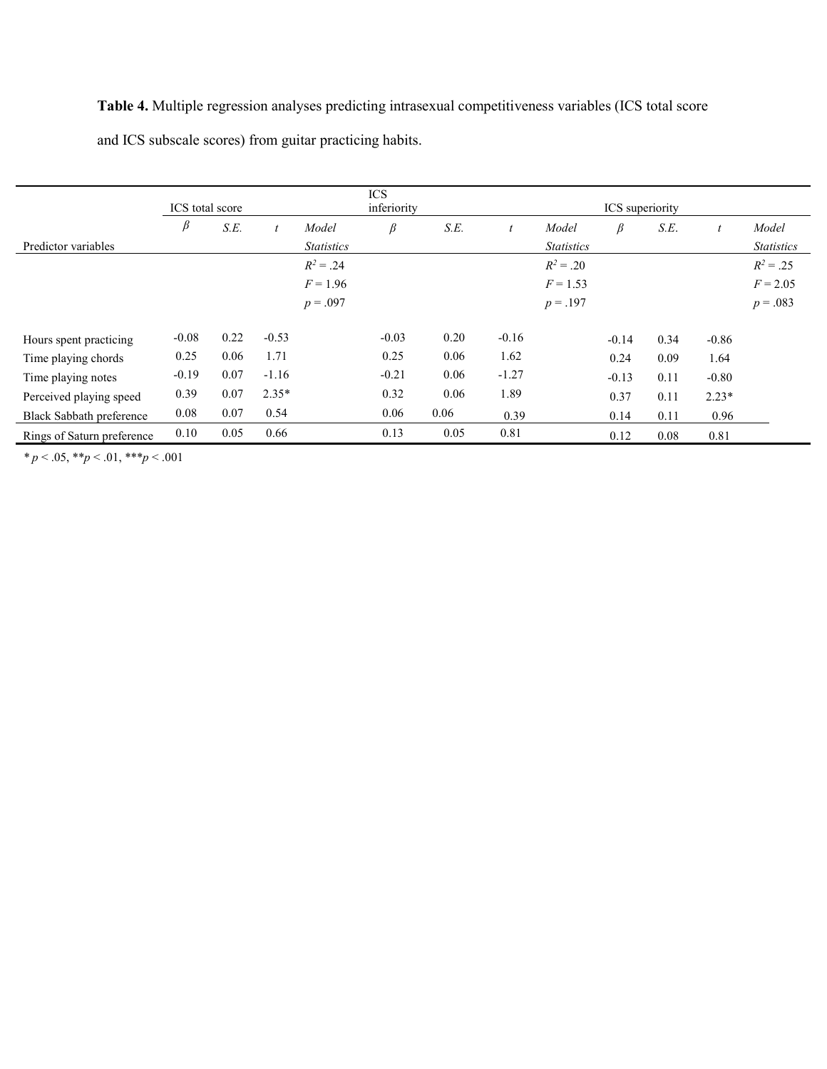**Table 4.** Multiple regression analyses predicting intrasexual competitiveness variables (ICS total score and ICS subscale scores) from guitar practicing habits.

| | ICS total score | | | | ICS inferiority | | | | ICS superiority | | | |
|---|---|---|---|---|---|---|---|---|---|---|---|---|
| Predictor variables | $\beta$ | *S.E.* | $t$ | *Model Statistics* | $\beta$ | *S.E.* | $t$ | *Model Statistics* | $\beta$ | *S.E.* | $t$ | *Model Statistics* |
| | | | | $R^2 = .24$ <br> $F = 1.96$ <br> $p = .097$ | | | | $R^2 = .20$ <br> $F = 1.53$ <br> $p = .197$ | | | | $R^2 = .25$ <br> $F = 2.05$ <br> $p = .083$ |
| Hours spent practicing | -0.08 | 0.22 | -0.53 | | -0.03 | 0.20 | -0.16 | | -0.14 | 0.34 | -0.86 | |
| Time playing chords | 0.25 | 0.06 | 1.71 | | 0.25 | 0.06 | 1.62 | | 0.24 | 0.09 | 1.64 | |
| Time playing notes | -0.19 | 0.07 | -1.16 | | -0.21 | 0.06 | -1.27 | | -0.13 | 0.11 | -0.80 | |
| Perceived playing speed | 0.39 | 0.07 | 2.35* | | 0.32 | 0.06 | 1.89 | | 0.37 | 0.11 | 2.23* | |
| Black Sabbath preference | 0.08 | 0.07 | 0.54 | | 0.06 | 0.06 | 0.39 | | 0.14 | 0.11 | 0.96 | |
| Rings of Saturn preference | 0.10 | 0.05 | 0.66 | | 0.13 | 0.05 | 0.81 | | 0.12 | 0.08 | 0.81 | |

* $p < .05$, ** $p < .01$, *** $p < .001$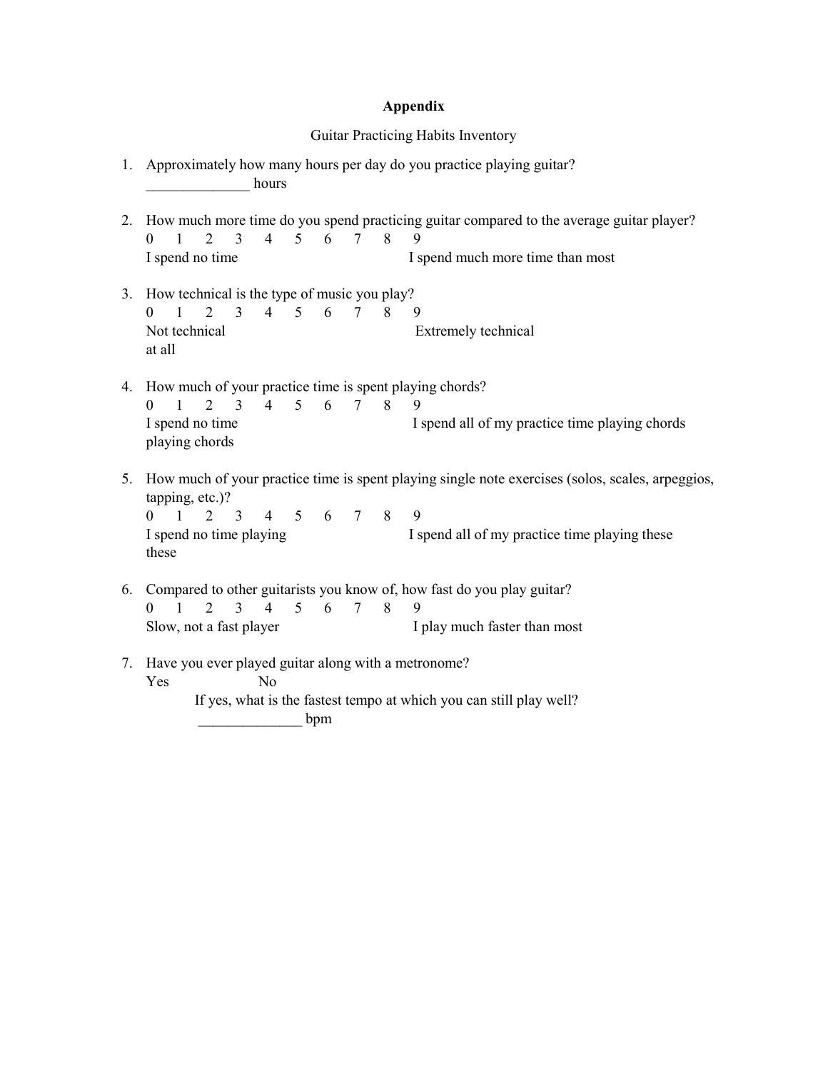**Appendix**

Guitar Practicing Habits Inventory

1. Approximately how many hours per day do you practice playing guitar?
   ______________ hours

2. How much more time do you spend practicing guitar compared to the average guitar player?
   0 1 2 3 4 5 6 7 8 9
   I spend no time I spend much more time than most

3. How technical is the type of music you play?
   0 1 2 3 4 5 6 7 8 9
   Not technical at all Extremely technical

4. How much of your practice time is spent playing chords?
   0 1 2 3 4 5 6 7 8 9
   I spend no time playing chords I spend all of my practice time playing chords

5. How much of your practice time is spent playing single note exercises (solos, scales, arpeggios, tapping, etc.)?
   0 1 2 3 4 5 6 7 8 9
   I spend no time playing these I spend all of my practice time playing these

6. Compared to other guitarists you know of, how fast do you play guitar?
   0 1 2 3 4 5 6 7 8 9
   Slow, not a fast player I play much faster than most

7. Have you ever played guitar along with a metronome?
   Yes No
   If yes, what is the fastest tempo at which you can still play well?
   ______________ bpm